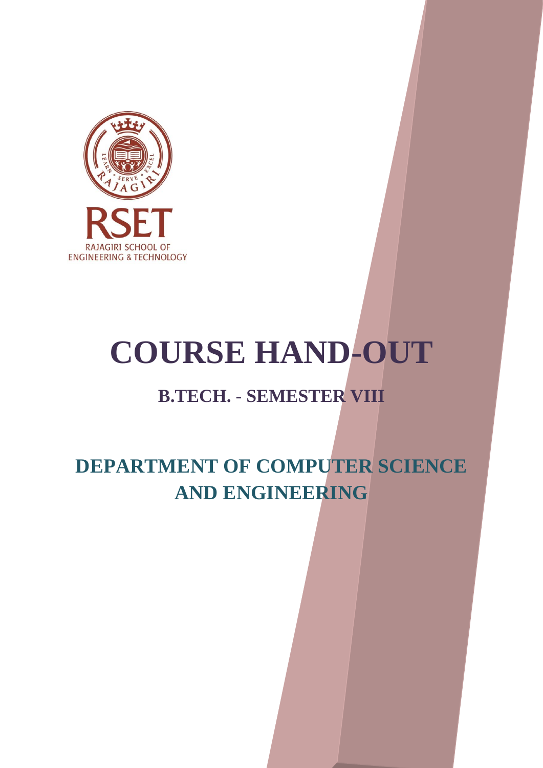RSET

RAJAGIRI SCHOOL OF ENGINEERING & TECHNOLOGY

# COURSE HAND-OUT

## B.TECH. - SEMESTER VIII

## DEPARTMENT OF COMPUTER SCIENCE AND ENGINEERING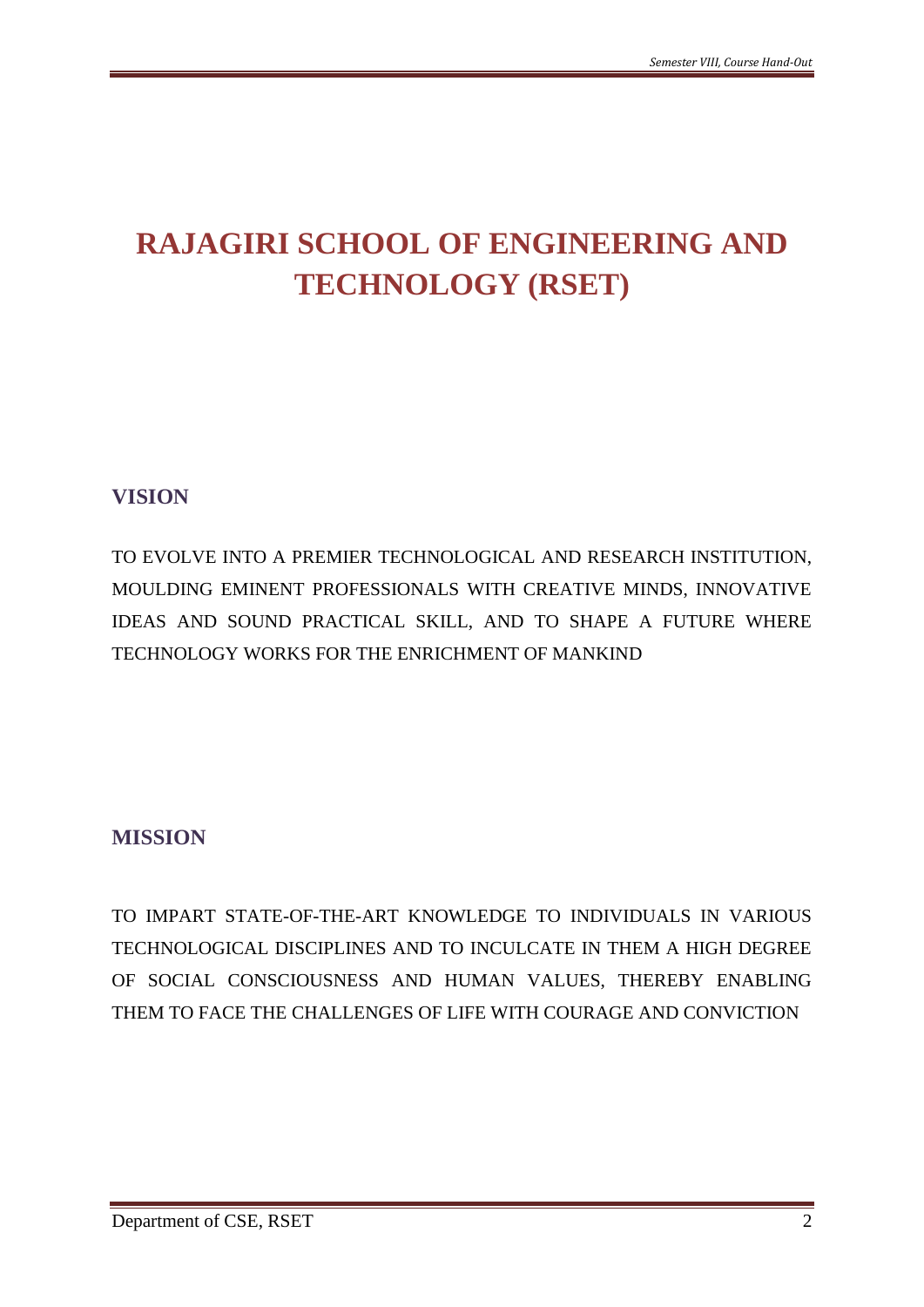# RAJAGIRI SCHOOL OF ENGINEERING AND TECHNOLOGY (RSET)

## VISION

TO EVOLVE INTO A PREMIER TECHNOLOGICAL AND RESEARCH INSTITUTION, MOULDING EMINENT PROFESSIONALS WITH CREATIVE MINDS, INNOVATIVE IDEAS AND SOUND PRACTICAL SKILL, AND TO SHAPE A FUTURE WHERE TECHNOLOGY WORKS FOR THE ENRICHMENT OF MANKIND

## MISSION

TO IMPART STATE-OF-THE-ART KNOWLEDGE TO INDIVIDUALS IN VARIOUS TECHNOLOGICAL DISCIPLINES AND TO INCULCATE IN THEM A HIGH DEGREE OF SOCIAL CONSCIOUSNESS AND HUMAN VALUES, THEREBY ENABLING THEM TO FACE THE CHALLENGES OF LIFE WITH COURAGE AND CONVICTION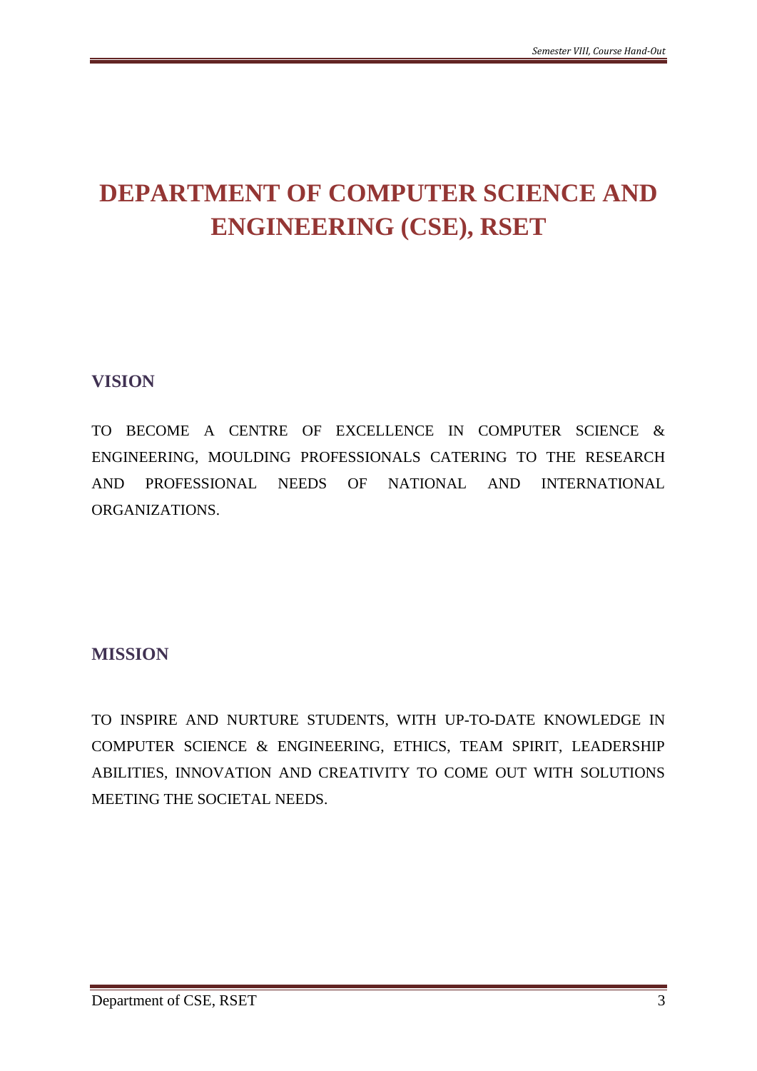# DEPARTMENT OF COMPUTER SCIENCE AND ENGINEERING (CSE), RSET

## VISION

TO BECOME A CENTRE OF EXCELLENCE IN COMPUTER SCIENCE & ENGINEERING, MOULDING PROFESSIONALS CATERING TO THE RESEARCH AND PROFESSIONAL NEEDS OF NATIONAL AND INTERNATIONAL ORGANIZATIONS.

## MISSION

TO INSPIRE AND NURTURE STUDENTS, WITH UP-TO-DATE KNOWLEDGE IN COMPUTER SCIENCE & ENGINEERING, ETHICS, TEAM SPIRIT, LEADERSHIP ABILITIES, INNOVATION AND CREATIVITY TO COME OUT WITH SOLUTIONS MEETING THE SOCIETAL NEEDS.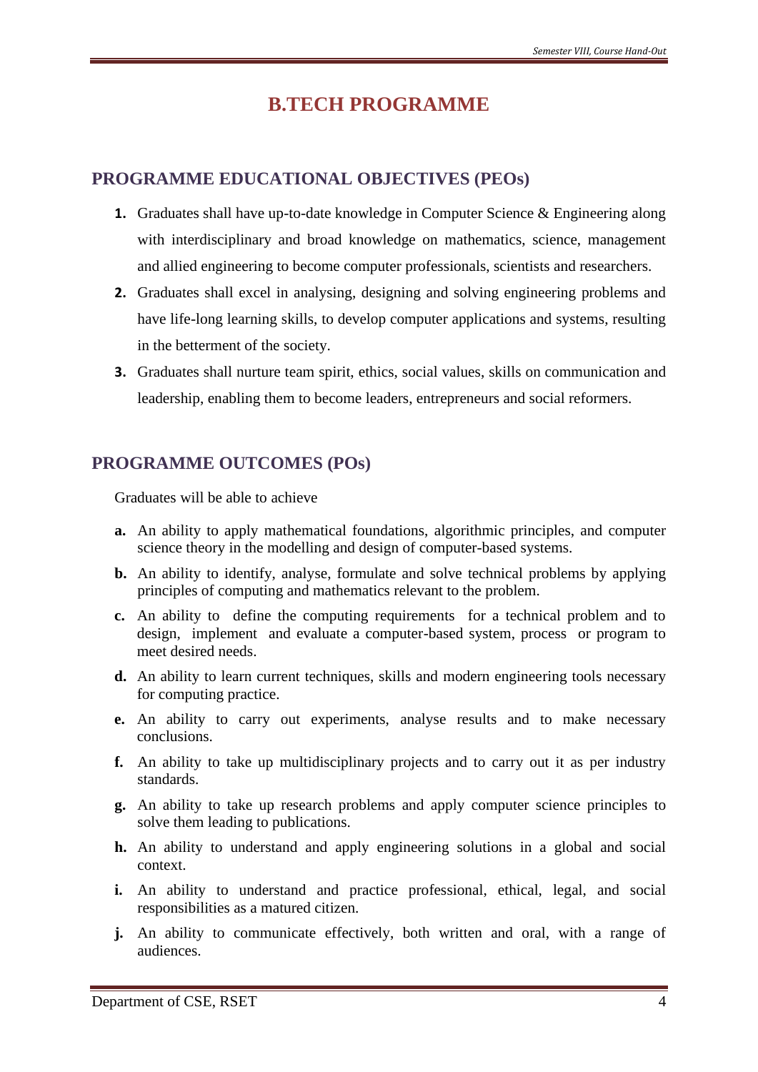# B.TECH PROGRAMME

## PROGRAMME EDUCATIONAL OBJECTIVES (PEOs)

1. Graduates shall have up-to-date knowledge in Computer Science & Engineering along with interdisciplinary and broad knowledge on mathematics, science, management and allied engineering to become computer professionals, scientists and researchers.
2. Graduates shall excel in analysing, designing and solving engineering problems and have life-long learning skills, to develop computer applications and systems, resulting in the betterment of the society.
3. Graduates shall nurture team spirit, ethics, social values, skills on communication and leadership, enabling them to become leaders, entrepreneurs and social reformers.

## PROGRAMME OUTCOMES (POs)

Graduates will be able to achieve

**a.** An ability to apply mathematical foundations, algorithmic principles, and computer science theory in the modelling and design of computer-based systems.

**b.** An ability to identify, analyse, formulate and solve technical problems by applying principles of computing and mathematics relevant to the problem.

**c.** An ability to define the computing requirements for a technical problem and to design, implement and evaluate a computer-based system, process or program to meet desired needs.

**d.** An ability to learn current techniques, skills and modern engineering tools necessary for computing practice.

**e.** An ability to carry out experiments, analyse results and to make necessary conclusions.

**f.** An ability to take up multidisciplinary projects and to carry out it as per industry standards.

**g.** An ability to take up research problems and apply computer science principles to solve them leading to publications.

**h.** An ability to understand and apply engineering solutions in a global and social context.

**i.** An ability to understand and practice professional, ethical, legal, and social responsibilities as a matured citizen.

**j.** An ability to communicate effectively, both written and oral, with a range of audiences.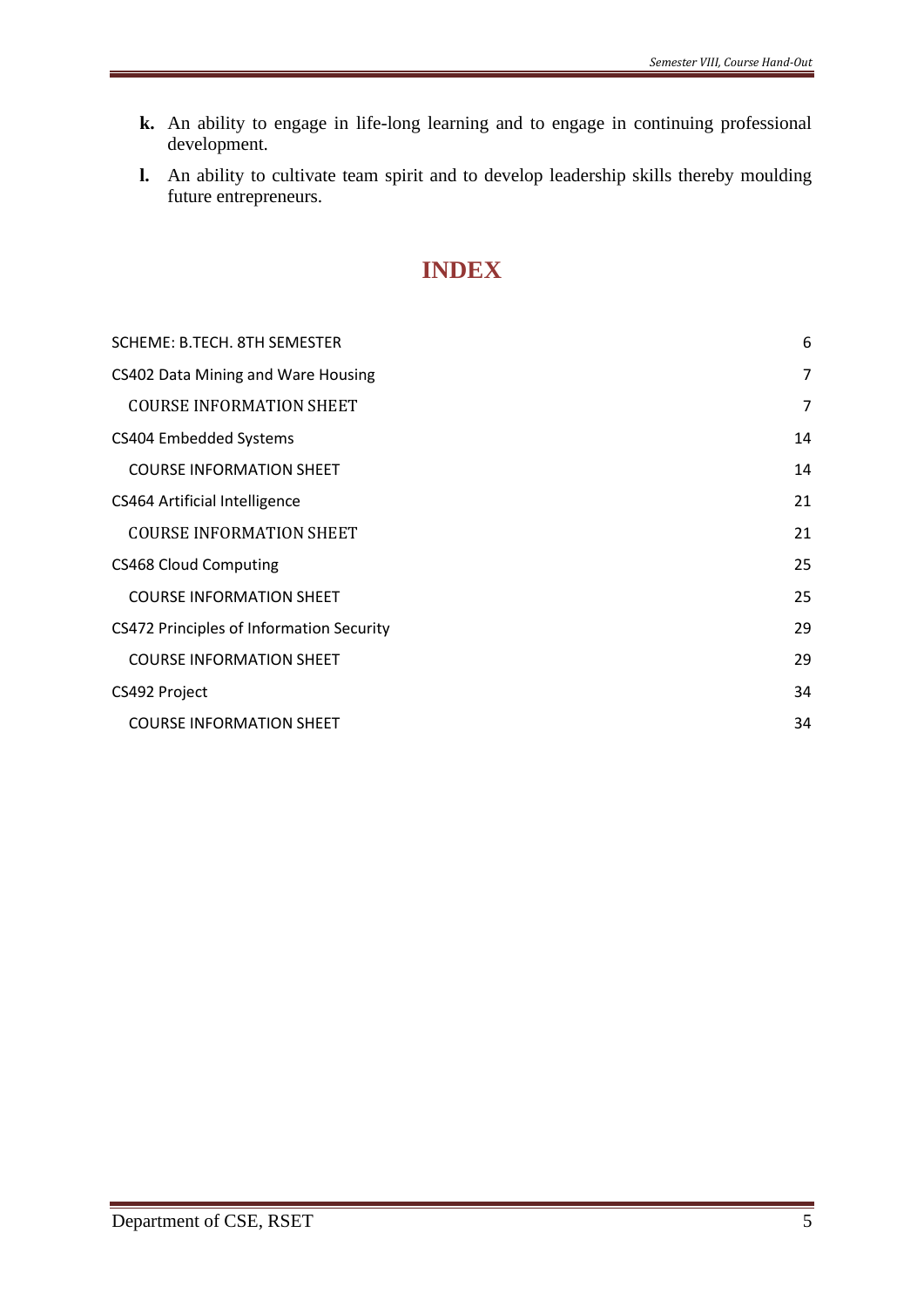**k.** An ability to engage in life-long learning and to engage in continuing professional development.

**l.** An ability to cultivate team spirit and to develop leadership skills thereby moulding future entrepreneurs.

# INDEX

| | |
|---|---|
| SCHEME: B.TECH. 8TH SEMESTER | 6 |
| CS402 Data Mining and Ware Housing | 7 |
| COURSE INFORMATION SHEET | 7 |
| CS404 Embedded Systems | 14 |
| COURSE INFORMATION SHEET | 14 |
| CS464 Artificial Intelligence | 21 |
| COURSE INFORMATION SHEET | 21 |
| CS468 Cloud Computing | 25 |
| COURSE INFORMATION SHEET | 25 |
| CS472 Principles of Information Security | 29 |
| COURSE INFORMATION SHEET | 29 |
| CS492 Project | 34 |
| COURSE INFORMATION SHEET | 34 |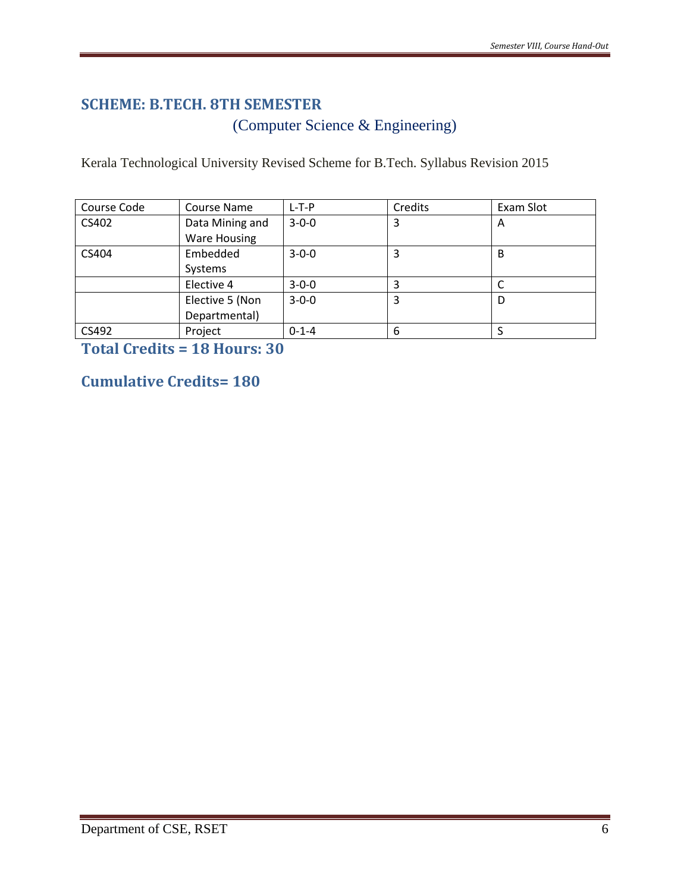## SCHEME: B.TECH. 8TH SEMESTER

(Computer Science & Engineering)

Kerala Technological University Revised Scheme for B.Tech. Syllabus Revision 2015

| Course Code | Course Name | L-T-P | Credits | Exam Slot |
|---|---|---|---|---|
| CS402 | Data Mining and Ware Housing | 3-0-0 | 3 | A |
| CS404 | Embedded Systems | 3-0-0 | 3 | B |
| | Elective 4 | 3-0-0 | 3 | C |
| | Elective 5 (Non Departmental) | 3-0-0 | 3 | D |
| CS492 | Project | 0-1-4 | 6 | S |

**Total Credits = 18 Hours: 30**

**Cumulative Credits= 180**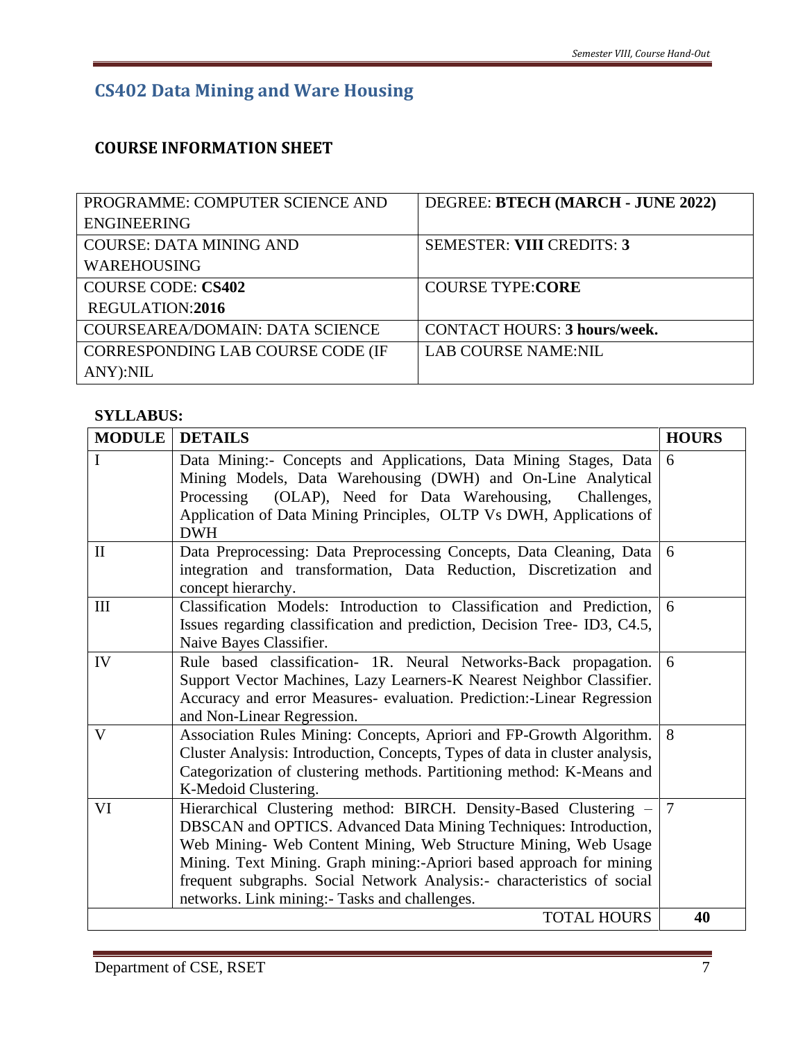## CS402 Data Mining and Ware Housing

### COURSE INFORMATION SHEET

| | |
|---|---|
| PROGRAMME: COMPUTER SCIENCE AND ENGINEERING | DEGREE: **BTECH (MARCH - JUNE 2022)** |
| COURSE: DATA MINING AND WAREHOUSING | SEMESTER: **VIII** CREDITS: **3** |
| COURSE CODE: **CS402** REGULATION:**2016** | COURSE TYPE:**CORE** |
| COURSEAREA/DOMAIN: DATA SCIENCE | CONTACT HOURS: **3 hours/week.** |
| CORRESPONDING LAB COURSE CODE (IF ANY):NIL | LAB COURSE NAME:NIL |

**SYLLABUS:**

| MODULE | DETAILS | HOURS |
|---|---|---|
| I | Data Mining:- Concepts and Applications, Data Mining Stages, Data Mining Models, Data Warehousing (DWH) and On-Line Analytical Processing (OLAP), Need for Data Warehousing, Challenges, Application of Data Mining Principles, OLTP Vs DWH, Applications of DWH | 6 |
| II | Data Preprocessing: Data Preprocessing Concepts, Data Cleaning, Data integration and transformation, Data Reduction, Discretization and concept hierarchy. | 6 |
| III | Classification Models: Introduction to Classification and Prediction, Issues regarding classification and prediction, Decision Tree- ID3, C4.5, Naive Bayes Classifier. | 6 |
| IV | Rule based classification- 1R. Neural Networks-Back propagation. Support Vector Machines, Lazy Learners-K Nearest Neighbor Classifier. Accuracy and error Measures- evaluation. Prediction:-Linear Regression and Non-Linear Regression. | 6 |
| V | Association Rules Mining: Concepts, Apriori and FP-Growth Algorithm. Cluster Analysis: Introduction, Concepts, Types of data in cluster analysis, Categorization of clustering methods. Partitioning method: K-Means and K-Medoid Clustering. | 8 |
| VI | Hierarchical Clustering method: BIRCH. Density-Based Clustering – DBSCAN and OPTICS. Advanced Data Mining Techniques: Introduction, Web Mining- Web Content Mining, Web Structure Mining, Web Usage Mining. Text Mining. Graph mining:-Apriori based approach for mining frequent subgraphs. Social Network Analysis:- characteristics of social networks. Link mining:- Tasks and challenges. | 7 |
| | TOTAL HOURS | **40** |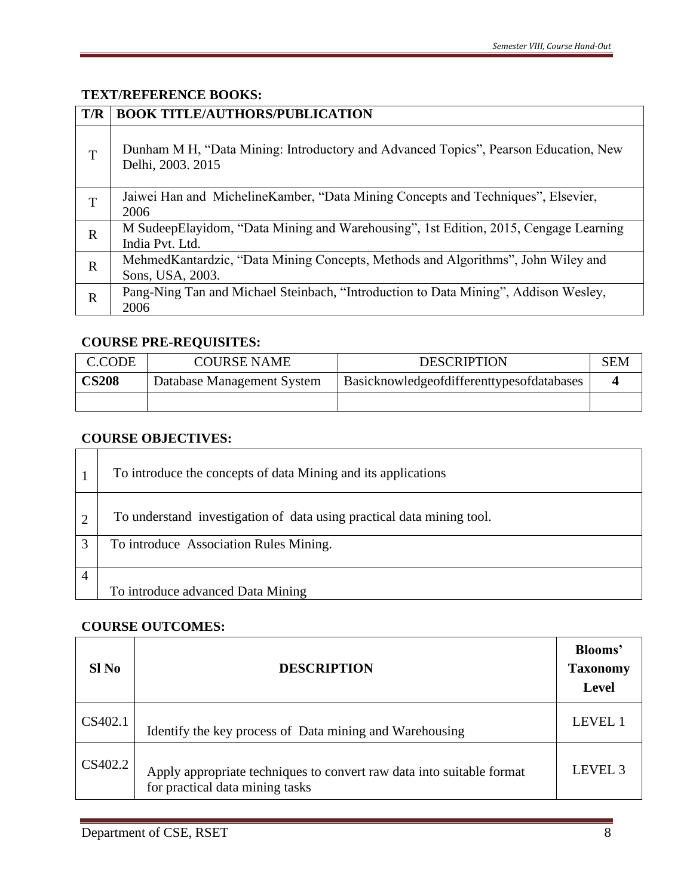## TEXT/REFERENCE BOOKS:

| T/R | BOOK TITLE/AUTHORS/PUBLICATION |
| --- | --- |
| T | Dunham M H, “Data Mining: Introductory and Advanced Topics”, Pearson Education, New Delhi, 2003. 2015 |
| T | Jaiwei Han and MichelineKamber, “Data Mining Concepts and Techniques”, Elsevier, 2006 |
| R | M SudeepElayidom, “Data Mining and Warehousing”, 1st Edition, 2015, Cengage Learning India Pvt. Ltd. |
| R | MehmedKantardzic, “Data Mining Concepts, Methods and Algorithms”, John Wiley and Sons, USA, 2003. |
| R | Pang-Ning Tan and Michael Steinbach, “Introduction to Data Mining”, Addison Wesley, 2006 |

## COURSE PRE-REQUISITES:

| C.CODE | COURSE NAME | DESCRIPTION | SEM |
| --- | --- | --- | --- |
| **CS208** | Database Management System | Basicknowledgeofdifferenttypesofdatabases | **4** |
| | | | |

## COURSE OBJECTIVES:

| | |
| --- | --- |
| 1 | To introduce the concepts of data Mining and its applications |
| 2 | To understand investigation of data using practical data mining tool. |
| 3 | To introduce Association Rules Mining. |
| 4 | To introduce advanced Data Mining |

## COURSE OUTCOMES:

| Sl No | DESCRIPTION | Blooms' Taxonomy Level |
| --- | --- | --- |
| CS402.1 | Identify the key process of Data mining and Warehousing | LEVEL 1 |
| CS402.2 | Apply appropriate techniques to convert raw data into suitable format for practical data mining tasks | LEVEL 3 |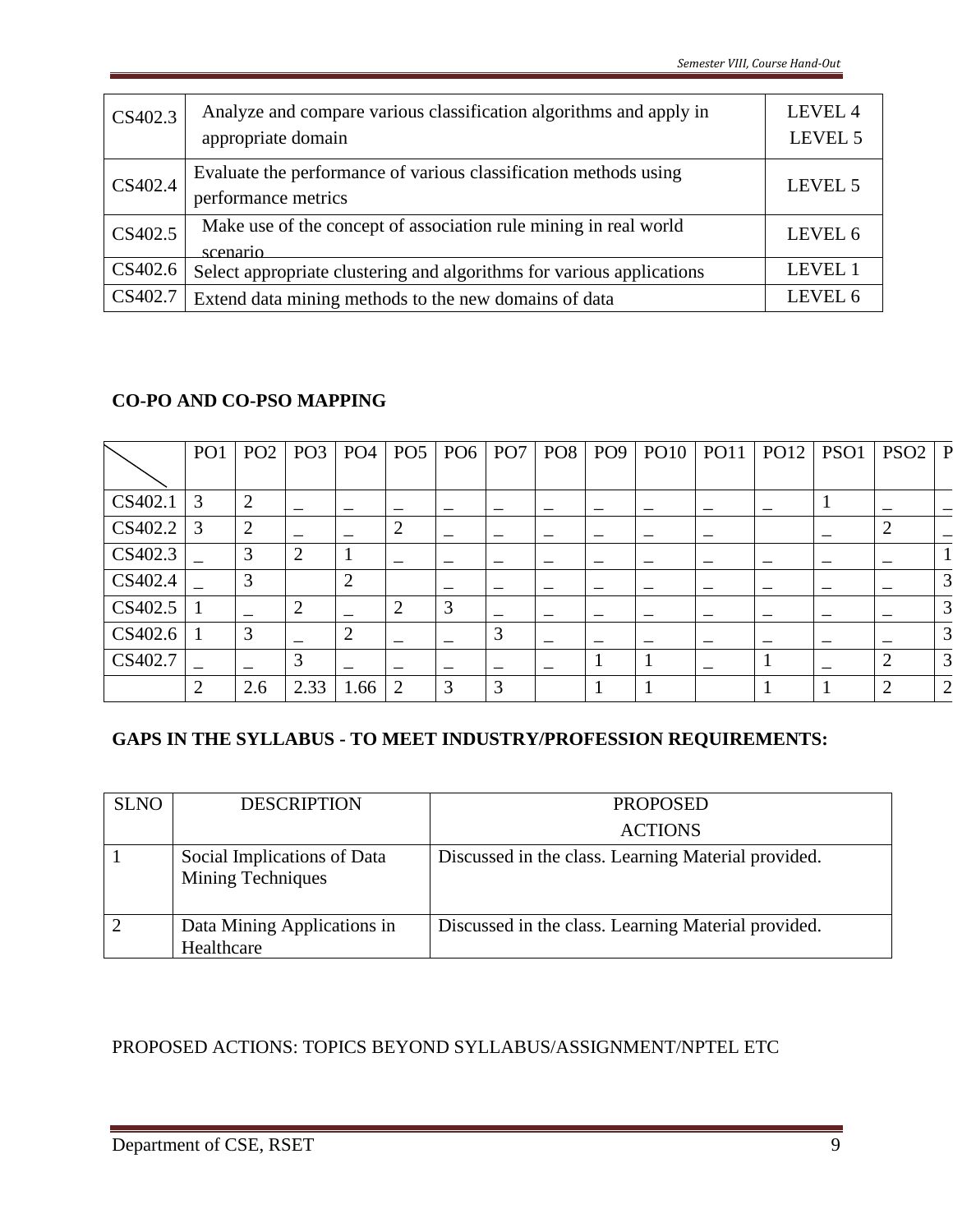| | | |
|---|---|---|
| CS402.3 | Analyze and compare various classification algorithms and apply in appropriate domain | LEVEL 4 LEVEL 5 |
| CS402.4 | Evaluate the performance of various classification methods using performance metrics | LEVEL 5 |
| CS402.5 | Make use of the concept of association rule mining in real world scenario | LEVEL 6 |
| CS402.6 | Select appropriate clustering and algorithms for various applications | LEVEL 1 |
| CS402.7 | Extend data mining methods to the new domains of data | LEVEL 6 |

**CO-PO AND CO-PSO MAPPING**

| | PO1 | PO2 | PO3 | PO4 | PO5 | PO6 | PO7 | PO8 | PO9 | PO10 | PO11 | PO12 | PSO1 | PSO2 | P |
|---|---|---|---|---|---|---|---|---|---|---|---|---|---|---|---|
| CS402.1 | 3 | 2 | _ | _ | _ | _ | _ | _ | _ | _ | _ | _ | 1 | _ | _ |
| CS402.2 | 3 | 2 | _ | _ | 2 | _ | _ | _ | _ | _ | _ | | _ | 2 | _ |
| CS402.3 | _ | 3 | 2 | 1 | _ | _ | _ | _ | _ | _ | _ | _ | _ | _ | 1 |
| CS402.4 | _ | 3 | | 2 | | _ | _ | _ | _ | _ | _ | _ | _ | _ | 3 |
| CS402.5 | 1 | _ | 2 | _ | 2 | 3 | _ | _ | _ | _ | _ | _ | _ | _ | 3 |
| CS402.6 | 1 | 3 | _ | 2 | _ | _ | 3 | _ | _ | _ | _ | _ | _ | _ | 3 |
| CS402.7 | _ | _ | 3 | _ | _ | _ | _ | _ | 1 | 1 | _ | 1 | _ | 2 | 3 |
| | 2 | 2.6 | 2.33 | 1.66 | 2 | 3 | 3 | | 1 | 1 | | 1 | 1 | 2 | 2 |

**GAPS IN THE SYLLABUS - TO MEET INDUSTRY/PROFESSION REQUIREMENTS:**

| SLNO | DESCRIPTION | PROPOSED ACTIONS |
|---|---|---|
| 1 | Social Implications of Data Mining Techniques | Discussed in the class. Learning Material provided. |
| 2 | Data Mining Applications in Healthcare | Discussed in the class. Learning Material provided. |

PROPOSED ACTIONS: TOPICS BEYOND SYLLABUS/ASSIGNMENT/NPTEL ETC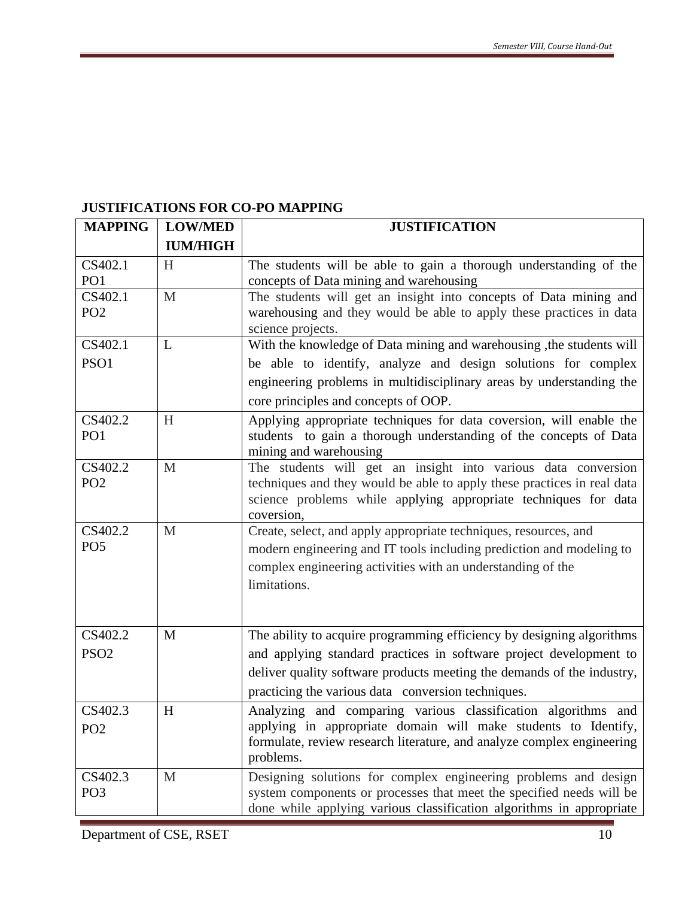**JUSTIFICATIONS FOR CO-PO MAPPING**

| MAPPING | LOW/MEDIUM/HIGH | JUSTIFICATION |
| --- | --- | --- |
| CS402.1 PO1 | H | The students will be able to gain a thorough understanding of the concepts of Data mining and warehousing |
| CS402.1 PO2 | M | The students will get an insight into concepts of Data mining and warehousing and they would be able to apply these practices in data science projects. |
| CS402.1 PSO1 | L | With the knowledge of Data mining and warehousing ,the students will be able to identify, analyze and design solutions for complex engineering problems in multidisciplinary areas by understanding the core principles and concepts of OOP. |
| CS402.2 PO1 | H | Applying appropriate techniques for data coversion, will enable the students to gain a thorough understanding of the concepts of Data mining and warehousing |
| CS402.2 PO2 | M | The students will get an insight into various data conversion techniques and they would be able to apply these practices in real data science problems while applying appropriate techniques for data coversion, |
| CS402.2 PO5 | M | Create, select, and apply appropriate techniques, resources, and modern engineering and IT tools including prediction and modeling to complex engineering activities with an understanding of the limitations. |
| CS402.2 PSO2 | M | The ability to acquire programming efficiency by designing algorithms and applying standard practices in software project development to deliver quality software products meeting the demands of the industry, practicing the various data conversion techniques. |
| CS402.3 PO2 | H | Analyzing and comparing various classification algorithms and applying in appropriate domain will make students to Identify, formulate, review research literature, and analyze complex engineering problems. |
| CS402.3 PO3 | M | Designing solutions for complex engineering problems and design system components or processes that meet the specified needs will be done while applying various classification algorithms in appropriate |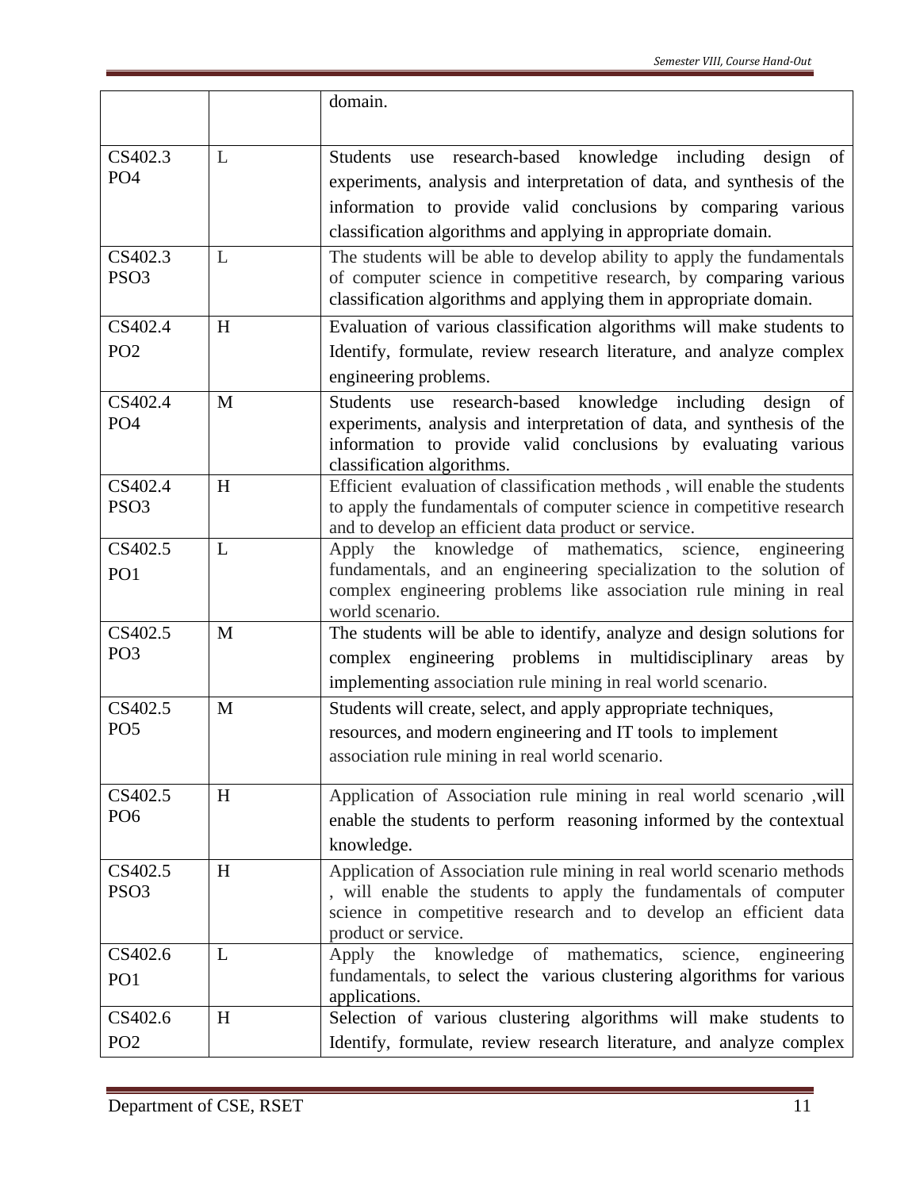| | | |
|---|---|---|
| | | domain. |
| CS402.3 PO4 | L | Students use research-based knowledge including design of experiments, analysis and interpretation of data, and synthesis of the information to provide valid conclusions by comparing various classification algorithms and applying in appropriate domain. |
| CS402.3 PSO3 | L | The students will be able to develop ability to apply the fundamentals of computer science in competitive research, by comparing various classification algorithms and applying them in appropriate domain. |
| CS402.4 PO2 | H | Evaluation of various classification algorithms will make students to Identify, formulate, review research literature, and analyze complex engineering problems. |
| CS402.4 PO4 | M | Students use research-based knowledge including design of experiments, analysis and interpretation of data, and synthesis of the information to provide valid conclusions by evaluating various classification algorithms. |
| CS402.4 PSO3 | H | Efficient evaluation of classification methods , will enable the students to apply the fundamentals of computer science in competitive research and to develop an efficient data product or service. |
| CS402.5 PO1 | L | Apply the knowledge of mathematics, science, engineering fundamentals, and an engineering specialization to the solution of complex engineering problems like association rule mining in real world scenario. |
| CS402.5 PO3 | M | The students will be able to identify, analyze and design solutions for complex engineering problems in multidisciplinary areas by implementing association rule mining in real world scenario. |
| CS402.5 PO5 | M | Students will create, select, and apply appropriate techniques, resources, and modern engineering and IT tools to implement association rule mining in real world scenario. |
| CS402.5 PO6 | H | Application of Association rule mining in real world scenario ,will enable the students to perform reasoning informed by the contextual knowledge. |
| CS402.5 PSO3 | H | Application of Association rule mining in real world scenario methods , will enable the students to apply the fundamentals of computer science in competitive research and to develop an efficient data product or service. |
| CS402.6 PO1 | L | Apply the knowledge of mathematics, science, engineering fundamentals, to select the various clustering algorithms for various applications. |
| CS402.6 PO2 | H | Selection of various clustering algorithms will make students to Identify, formulate, review research literature, and analyze complex |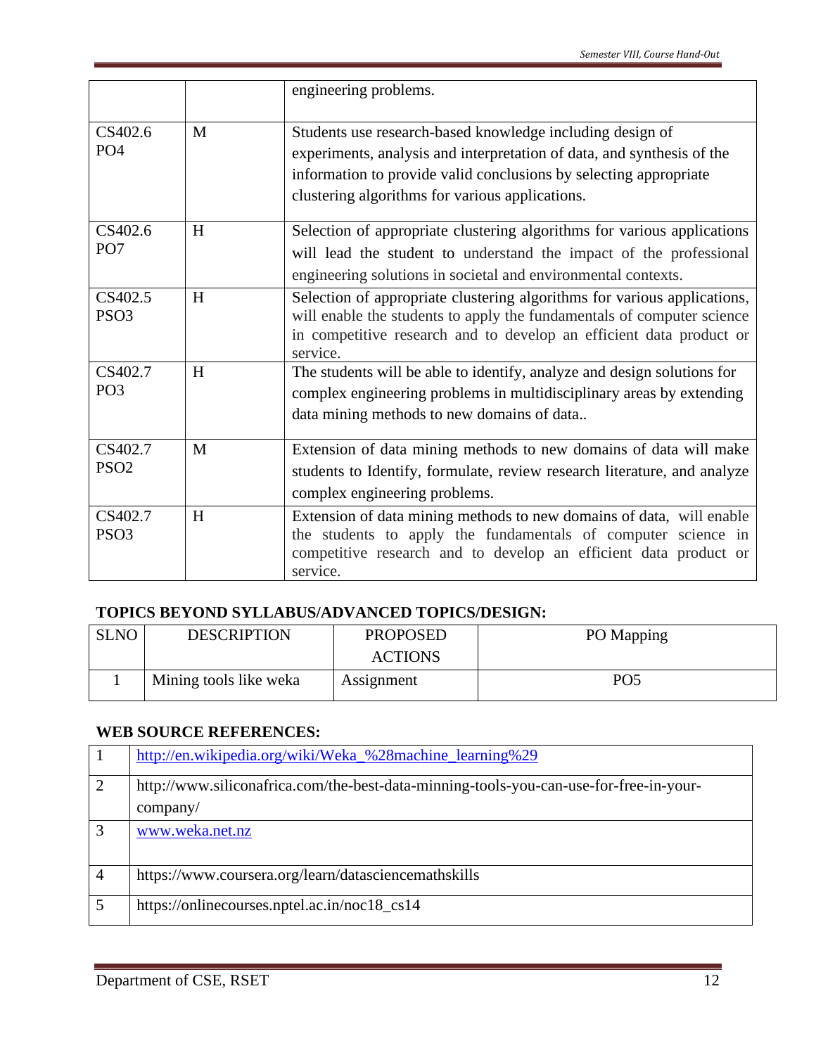| | | engineering problems. |
|---|---|---|
| CS402.6 PO4 | M | Students use research-based knowledge including design of experiments, analysis and interpretation of data, and synthesis of the information to provide valid conclusions by selecting appropriate clustering algorithms for various applications. |
| CS402.6 PO7 | H | Selection of appropriate clustering algorithms for various applications will lead the student to understand the impact of the professional engineering solutions in societal and environmental contexts. |
| CS402.5 PSO3 | H | Selection of appropriate clustering algorithms for various applications, will enable the students to apply the fundamentals of computer science in competitive research and to develop an efficient data product or service. |
| CS402.7 PO3 | H | The students will be able to identify, analyze and design solutions for complex engineering problems in multidisciplinary areas by extending data mining methods to new domains of data.. |
| CS402.7 PSO2 | M | Extension of data mining methods to new domains of data will make students to Identify, formulate, review research literature, and analyze complex engineering problems. |
| CS402.7 PSO3 | H | Extension of data mining methods to new domains of data, will enable the students to apply the fundamentals of computer science in competitive research and to develop an efficient data product or service. |

**TOPICS BEYOND SYLLABUS/ADVANCED TOPICS/DESIGN:**

| SLNO | DESCRIPTION | PROPOSED ACTIONS | PO Mapping |
|---|---|---|---|
| 1 | Mining tools like weka | Assignment | PO5 |

**WEB SOURCE REFERENCES:**

| | |
|---|---|
| 1 | http://en.wikipedia.org/wiki/Weka_%28machine_learning%29 |
| 2 | http://www.siliconafrica.com/the-best-data-minning-tools-you-can-use-for-free-in-your-company/ |
| 3 | www.weka.net.nz |
| 4 | https://www.coursera.org/learn/datasciencemathskills |
| 5 | https://onlinecourses.nptel.ac.in/noc18_cs14 |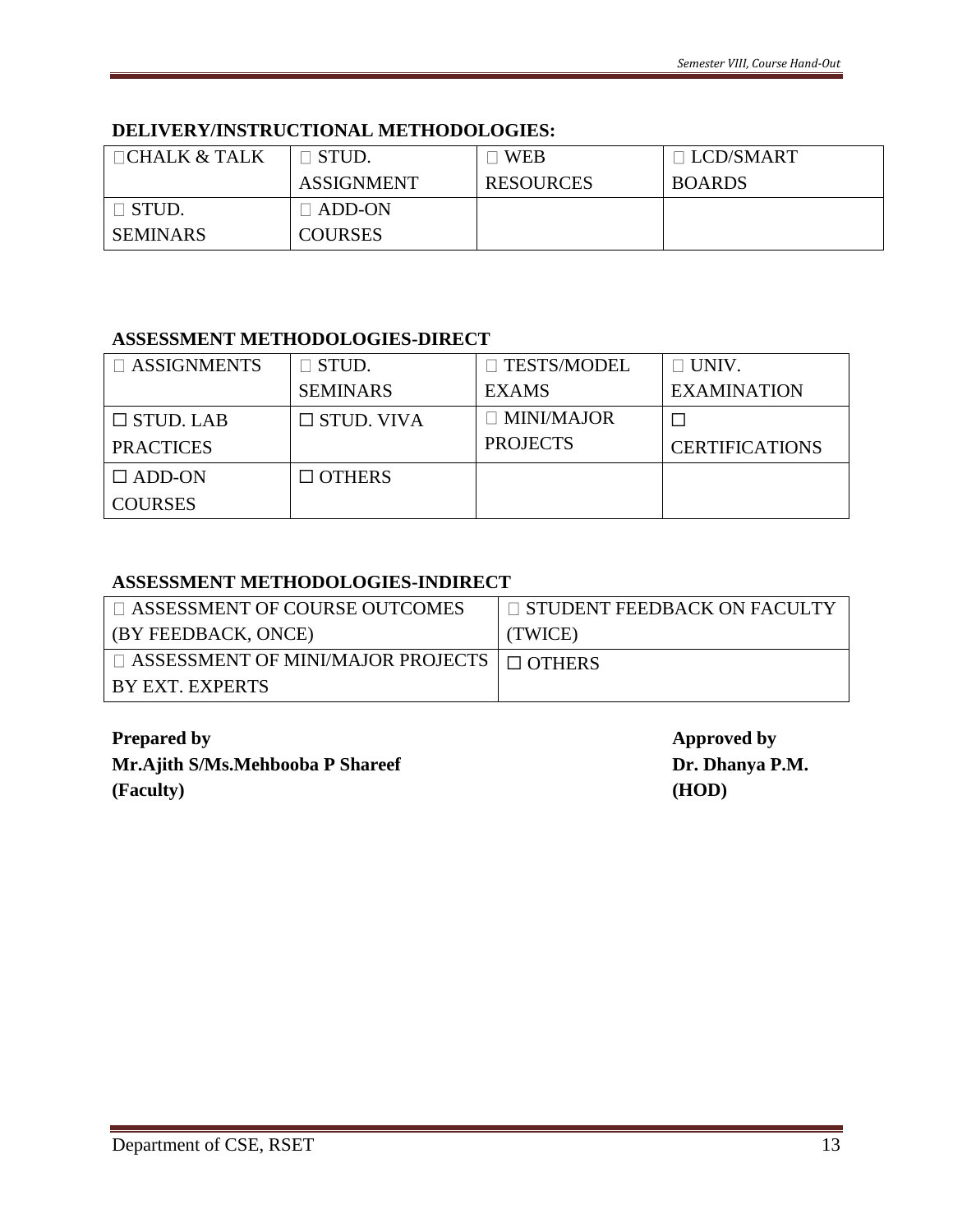**DELIVERY/INSTRUCTIONAL METHODOLOGIES:**

| ☐CHALK & TALK | ☐ STUD. ASSIGNMENT | ☐ WEB RESOURCES | ☐ LCD/SMART BOARDS |
|---|---|---|---|
| ☐ STUD. SEMINARS | ☐ ADD-ON COURSES | | |

**ASSESSMENT METHODOLOGIES-DIRECT**

| ☐ ASSIGNMENTS | ☐ STUD. SEMINARS | ☐ TESTS/MODEL EXAMS | ☐ UNIV. EXAMINATION |
|---|---|---|---|
| ☐ STUD. LAB PRACTICES | ☐ STUD. VIVA | ☐ MINI/MAJOR PROJECTS | ☐ CERTIFICATIONS |
| ☐ ADD-ON COURSES | ☐ OTHERS | | |

**ASSESSMENT METHODOLOGIES-INDIRECT**

| ☐ ASSESSMENT OF COURSE OUTCOMES (BY FEEDBACK, ONCE) | ☐ STUDENT FEEDBACK ON FACULTY (TWICE) |
|---|---|
| ☐ ASSESSMENT OF MINI/MAJOR PROJECTS BY EXT. EXPERTS | ☐ OTHERS |

**Prepared by**
**Mr.Ajith S/Ms.Mehbooba P Shareef**
**(Faculty)**

**Approved by**
**Dr. Dhanya P.M.**
**(HOD)**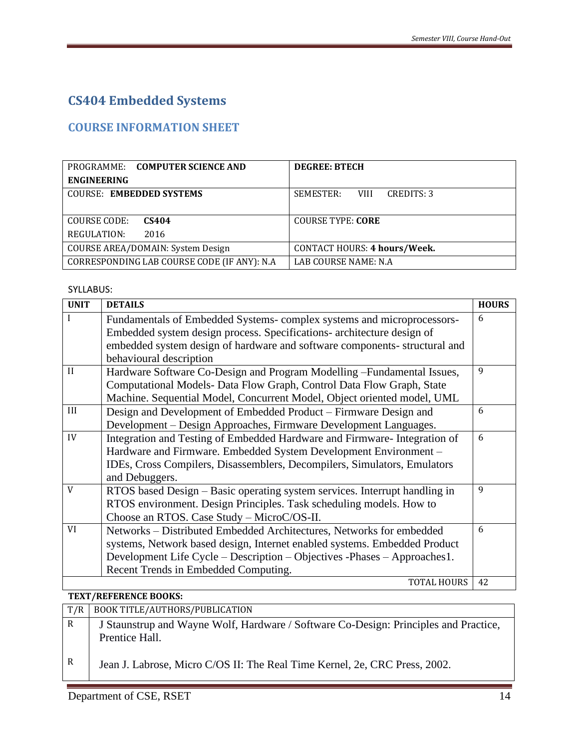# CS404 Embedded Systems

## COURSE INFORMATION SHEET

| PROGRAMME: **COMPUTER SCIENCE AND ENGINEERING** | **DEGREE: BTECH** |
|---|---|
| COURSE: **EMBEDDED SYSTEMS** | SEMESTER: VIII CREDITS: 3 |
| COURSE CODE: **CS404**<br>REGULATION: 2016 | COURSE TYPE: **CORE** |
| COURSE AREA/DOMAIN: System Design | CONTACT HOURS: **4 hours/Week.** |
| CORRESPONDING LAB COURSE CODE (IF ANY): N.A | LAB COURSE NAME: N.A |

SYLLABUS:

| UNIT | DETAILS | HOURS |
|---|---|---|
| I | Fundamentals of Embedded Systems- complex systems and microprocessors- Embedded system design process. Specifications- architecture design of embedded system design of hardware and software components- structural and behavioural description | 6 |
| II | Hardware Software Co-Design and Program Modelling –Fundamental Issues, Computational Models- Data Flow Graph, Control Data Flow Graph, State Machine. Sequential Model, Concurrent Model, Object oriented model, UML | 9 |
| III | Design and Development of Embedded Product – Firmware Design and Development – Design Approaches, Firmware Development Languages. | 6 |
| IV | Integration and Testing of Embedded Hardware and Firmware- Integration of Hardware and Firmware. Embedded System Development Environment – IDEs, Cross Compilers, Disassemblers, Decompilers, Simulators, Emulators and Debuggers. | 6 |
| V | RTOS based Design – Basic operating system services. Interrupt handling in RTOS environment. Design Principles. Task scheduling models. How to Choose an RTOS. Case Study – MicroC/OS-II. | 9 |
| VI | Networks – Distributed Embedded Architectures, Networks for embedded systems, Network based design, Internet enabled systems. Embedded Product Development Life Cycle – Description – Objectives -Phases – Approaches1. Recent Trends in Embedded Computing. | 6 |
| | TOTAL HOURS | 42 |

**TEXT/REFERENCE BOOKS:**

| T/R | BOOK TITLE/AUTHORS/PUBLICATION |
|---|---|
| R | J Staunstrup and Wayne Wolf, Hardware / Software Co-Design: Principles and Practice, Prentice Hall. |
| R | Jean J. Labrose, Micro C/OS II: The Real Time Kernel, 2e, CRC Press, 2002. |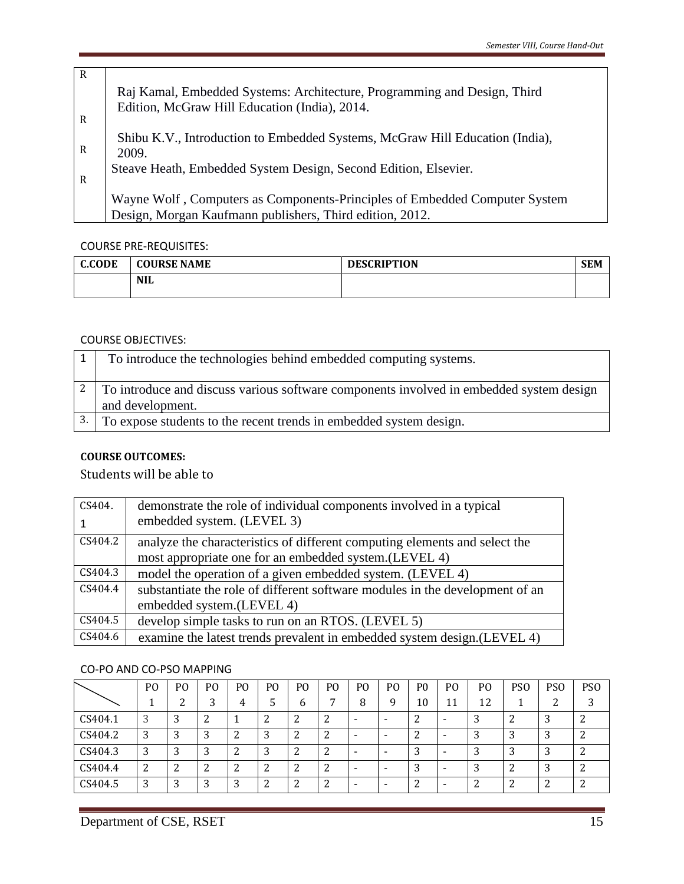| | |
|---|---|
| R | Raj Kamal, Embedded Systems: Architecture, Programming and Design, Third Edition, McGraw Hill Education (India), 2014. |
| R | Shibu K.V., Introduction to Embedded Systems, McGraw Hill Education (India), 2009. |
| R | Steave Heath, Embedded System Design, Second Edition, Elsevier. |
| R | Wayne Wolf , Computers as Components-Principles of Embedded Computer System Design, Morgan Kaufmann publishers, Third edition, 2012. |

COURSE PRE-REQUISITES:

| C.CODE | COURSE NAME | DESCRIPTION | SEM |
|---|---|---|---|
| | NIL | | |

COURSE OBJECTIVES:

| | |
|---|---|
| 1 | To introduce the technologies behind embedded computing systems. |
| 2 | To introduce and discuss various software components involved in embedded system design and development. |
| 3. | To expose students to the recent trends in embedded system design. |

**COURSE OUTCOMES:**

Students will be able to

| | |
|---|---|
| CS404.1 | demonstrate the role of individual components involved in a typical embedded system. (LEVEL 3) |
| CS404.2 | analyze the characteristics of different computing elements and select the most appropriate one for an embedded system.(LEVEL 4) |
| CS404.3 | model the operation of a given embedded system. (LEVEL 4) |
| CS404.4 | substantiate the role of different software modules in the development of an embedded system.(LEVEL 4) |
| CS404.5 | develop simple tasks to run on an RTOS. (LEVEL 5) |
| CS404.6 | examine the latest trends prevalent in embedded system design.(LEVEL 4) |

CO-PO AND CO-PSO MAPPING

| | PO 1 | PO 2 | PO 3 | PO 4 | PO 5 | PO 6 | PO 7 | PO 8 | PO 9 | P0 10 | PO 11 | PO 12 | PSO 1 | PSO 2 | PSO 3 |
|---|---|---|---|---|---|---|---|---|---|---|---|---|---|---|---|
| CS404.1 | 3 | 3 | 2 | 1 | 2 | 2 | 2 | - | - | 2 | - | 3 | 2 | 3 | 2 |
| CS404.2 | 3 | 3 | 3 | 2 | 3 | 2 | 2 | - | - | 2 | - | 3 | 3 | 3 | 2 |
| CS404.3 | 3 | 3 | 3 | 2 | 3 | 2 | 2 | - | - | 3 | - | 3 | 3 | 3 | 2 |
| CS404.4 | 2 | 2 | 2 | 2 | 2 | 2 | 2 | - | - | 3 | - | 3 | 2 | 3 | 2 |
| CS404.5 | 3 | 3 | 3 | 3 | 2 | 2 | 2 | - | - | 2 | - | 2 | 2 | 2 | 2 |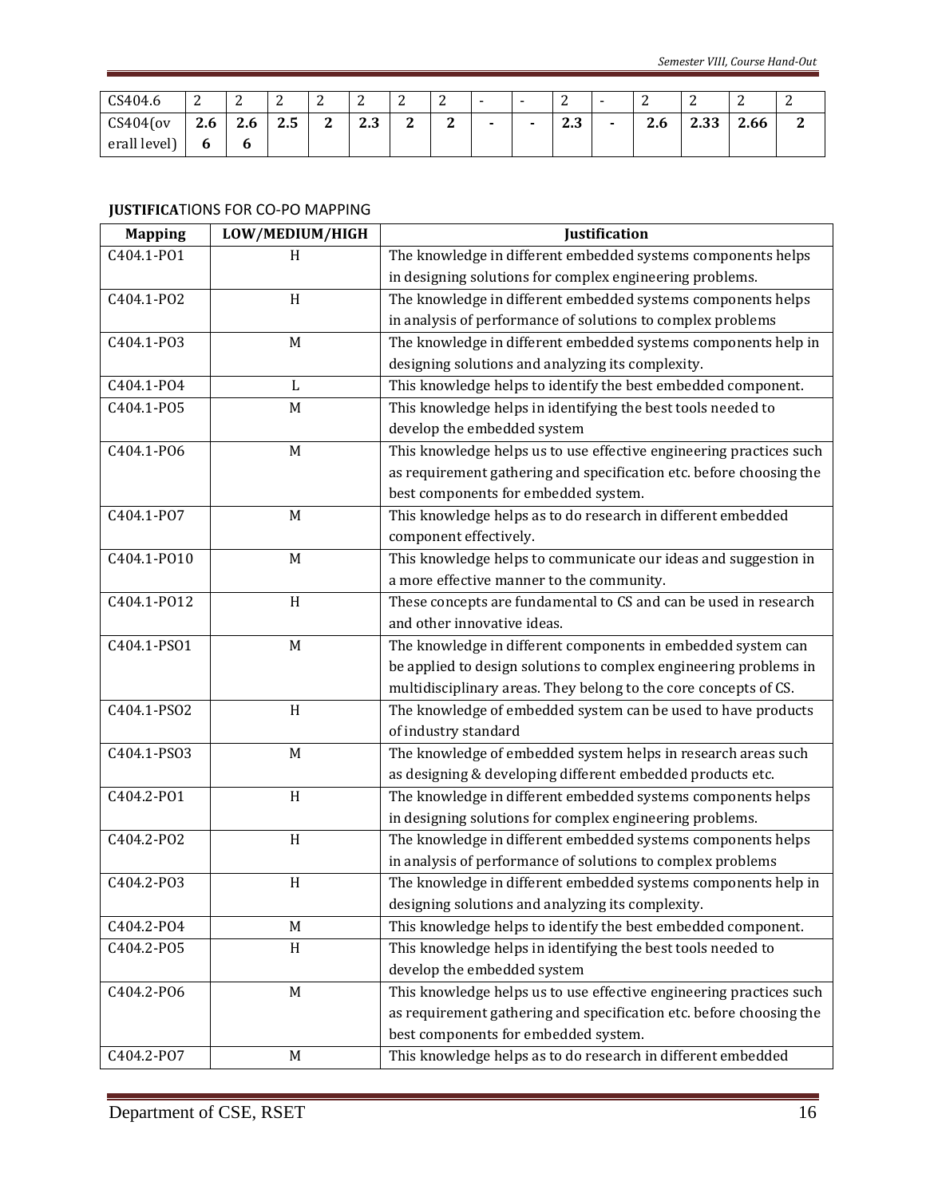| CS404.6 | 2 | 2 | 2 | 2 | 2 | 2 | 2 | - | - | 2 | - | 2 | 2 | 2 | 2 |
|---|---|---|---|---|---|---|---|---|---|---|---|---|---|---|---|
| CS404(overall level) | **2.66** | **2.66** | **2.5** | **2** | **2.3** | **2** | **2** | **-** | **-** | **2.3** | **-** | **2.6** | **2.33** | **2.66** | **2** |

**JUSTIFICA**TIONS FOR CO-PO MAPPING

| Mapping | LOW/MEDIUM/HIGH | Justification |
|---|---|---|
| C404.1-PO1 | H | The knowledge in different embedded systems components helps in designing solutions for complex engineering problems. |
| C404.1-PO2 | H | The knowledge in different embedded systems components helps in analysis of performance of solutions to complex problems |
| C404.1-PO3 | M | The knowledge in different embedded systems components help in designing solutions and analyzing its complexity. |
| C404.1-PO4 | L | This knowledge helps to identify the best embedded component. |
| C404.1-PO5 | M | This knowledge helps in identifying the best tools needed to develop the embedded system |
| C404.1-PO6 | M | This knowledge helps us to use effective engineering practices such as requirement gathering and specification etc. before choosing the best components for embedded system. |
| C404.1-PO7 | M | This knowledge helps as to do research in different embedded component effectively. |
| C404.1-PO10 | M | This knowledge helps to communicate our ideas and suggestion in a more effective manner to the community. |
| C404.1-PO12 | H | These concepts are fundamental to CS and can be used in research and other innovative ideas. |
| C404.1-PSO1 | M | The knowledge in different components in embedded system can be applied to design solutions to complex engineering problems in multidisciplinary areas. They belong to the core concepts of CS. |
| C404.1-PSO2 | H | The knowledge of embedded system can be used to have products of industry standard |
| C404.1-PSO3 | M | The knowledge of embedded system helps in research areas such as designing & developing different embedded products etc. |
| C404.2-PO1 | H | The knowledge in different embedded systems components helps in designing solutions for complex engineering problems. |
| C404.2-PO2 | H | The knowledge in different embedded systems components helps in analysis of performance of solutions to complex problems |
| C404.2-PO3 | H | The knowledge in different embedded systems components help in designing solutions and analyzing its complexity. |
| C404.2-PO4 | M | This knowledge helps to identify the best embedded component. |
| C404.2-PO5 | H | This knowledge helps in identifying the best tools needed to develop the embedded system |
| C404.2-PO6 | M | This knowledge helps us to use effective engineering practices such as requirement gathering and specification etc. before choosing the best components for embedded system. |
| C404.2-PO7 | M | This knowledge helps as to do research in different embedded |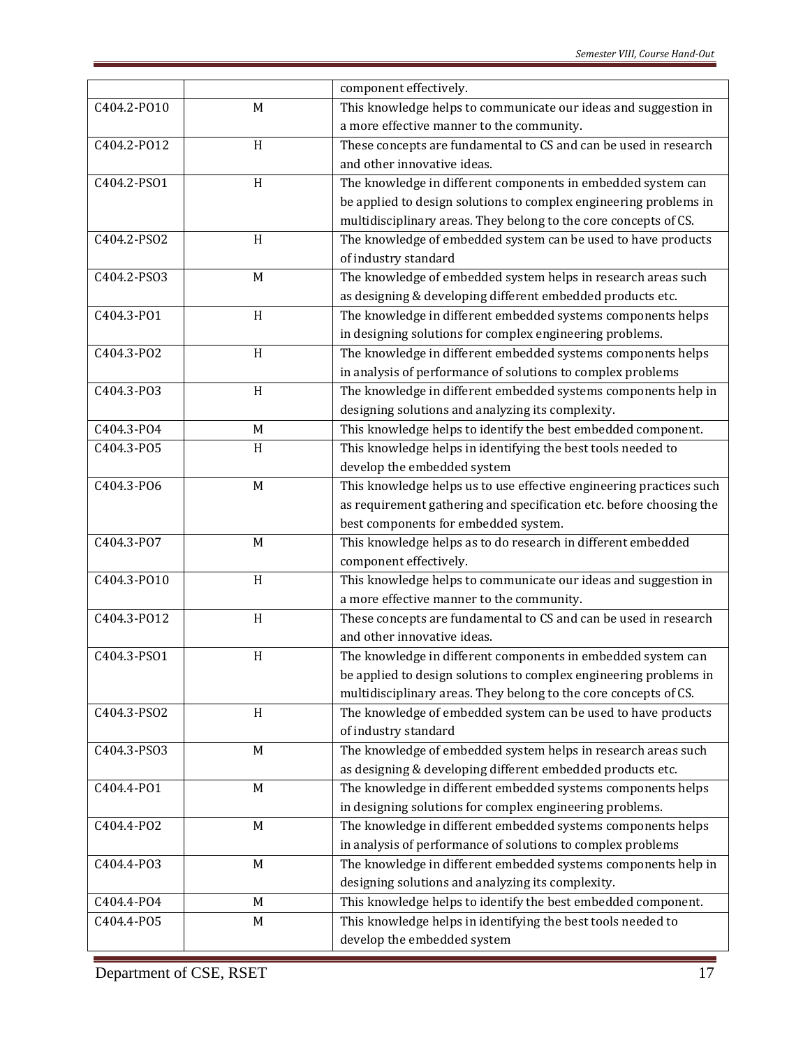|  |  | component effectively. |
|---|---|---|
| C404.2-PO10 | M | This knowledge helps to communicate our ideas and suggestion in a more effective manner to the community. |
| C404.2-PO12 | H | These concepts are fundamental to CS and can be used in research and other innovative ideas. |
| C404.2-PSO1 | H | The knowledge in different components in embedded system can be applied to design solutions to complex engineering problems in multidisciplinary areas. They belong to the core concepts of CS. |
| C404.2-PSO2 | H | The knowledge of embedded system can be used to have products of industry standard |
| C404.2-PSO3 | M | The knowledge of embedded system helps in research areas such as designing & developing different embedded products etc. |
| C404.3-PO1 | H | The knowledge in different embedded systems components helps in designing solutions for complex engineering problems. |
| C404.3-PO2 | H | The knowledge in different embedded systems components helps in analysis of performance of solutions to complex problems |
| C404.3-PO3 | H | The knowledge in different embedded systems components help in designing solutions and analyzing its complexity. |
| C404.3-PO4 | M | This knowledge helps to identify the best embedded component. |
| C404.3-PO5 | H | This knowledge helps in identifying the best tools needed to develop the embedded system |
| C404.3-PO6 | M | This knowledge helps us to use effective engineering practices such as requirement gathering and specification etc. before choosing the best components for embedded system. |
| C404.3-PO7 | M | This knowledge helps as to do research in different embedded component effectively. |
| C404.3-PO10 | H | This knowledge helps to communicate our ideas and suggestion in a more effective manner to the community. |
| C404.3-PO12 | H | These concepts are fundamental to CS and can be used in research and other innovative ideas. |
| C404.3-PSO1 | H | The knowledge in different components in embedded system can be applied to design solutions to complex engineering problems in multidisciplinary areas. They belong to the core concepts of CS. |
| C404.3-PSO2 | H | The knowledge of embedded system can be used to have products of industry standard |
| C404.3-PSO3 | M | The knowledge of embedded system helps in research areas such as designing & developing different embedded products etc. |
| C404.4-PO1 | M | The knowledge in different embedded systems components helps in designing solutions for complex engineering problems. |
| C404.4-PO2 | M | The knowledge in different embedded systems components helps in analysis of performance of solutions to complex problems |
| C404.4-PO3 | M | The knowledge in different embedded systems components help in designing solutions and analyzing its complexity. |
| C404.4-PO4 | M | This knowledge helps to identify the best embedded component. |
| C404.4-PO5 | M | This knowledge helps in identifying the best tools needed to develop the embedded system |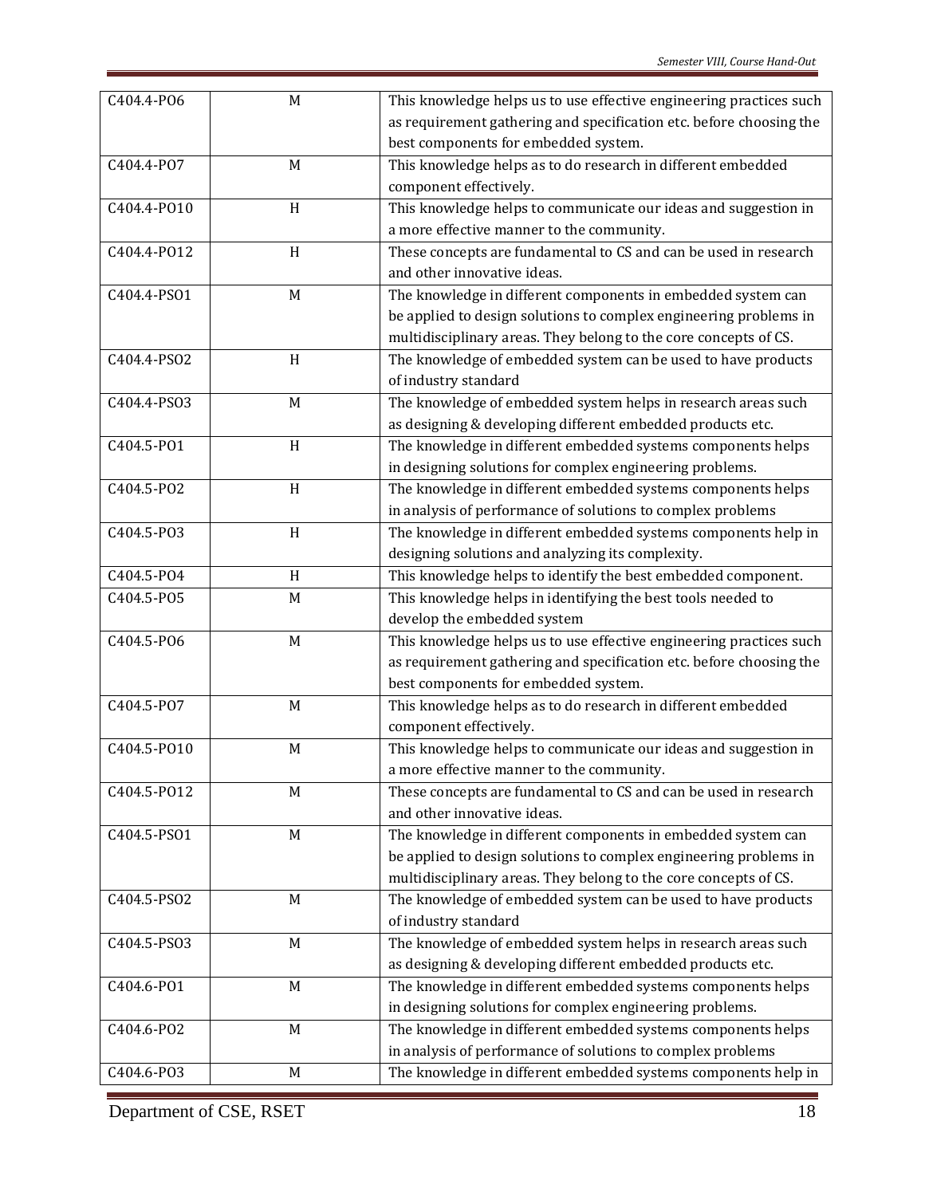| | | |
|---|---|---|
| C404.4-PO6 | M | This knowledge helps us to use effective engineering practices such as requirement gathering and specification etc. before choosing the best components for embedded system. |
| C404.4-PO7 | M | This knowledge helps as to do research in different embedded component effectively. |
| C404.4-PO10 | H | This knowledge helps to communicate our ideas and suggestion in a more effective manner to the community. |
| C404.4-PO12 | H | These concepts are fundamental to CS and can be used in research and other innovative ideas. |
| C404.4-PSO1 | M | The knowledge in different components in embedded system can be applied to design solutions to complex engineering problems in multidisciplinary areas. They belong to the core concepts of CS. |
| C404.4-PSO2 | H | The knowledge of embedded system can be used to have products of industry standard |
| C404.4-PSO3 | M | The knowledge of embedded system helps in research areas such as designing & developing different embedded products etc. |
| C404.5-PO1 | H | The knowledge in different embedded systems components helps in designing solutions for complex engineering problems. |
| C404.5-PO2 | H | The knowledge in different embedded systems components helps in analysis of performance of solutions to complex problems |
| C404.5-PO3 | H | The knowledge in different embedded systems components help in designing solutions and analyzing its complexity. |
| C404.5-PO4 | H | This knowledge helps to identify the best embedded component. |
| C404.5-PO5 | M | This knowledge helps in identifying the best tools needed to develop the embedded system |
| C404.5-PO6 | M | This knowledge helps us to use effective engineering practices such as requirement gathering and specification etc. before choosing the best components for embedded system. |
| C404.5-PO7 | M | This knowledge helps as to do research in different embedded component effectively. |
| C404.5-PO10 | M | This knowledge helps to communicate our ideas and suggestion in a more effective manner to the community. |
| C404.5-PO12 | M | These concepts are fundamental to CS and can be used in research and other innovative ideas. |
| C404.5-PSO1 | M | The knowledge in different components in embedded system can be applied to design solutions to complex engineering problems in multidisciplinary areas. They belong to the core concepts of CS. |
| C404.5-PSO2 | M | The knowledge of embedded system can be used to have products of industry standard |
| C404.5-PSO3 | M | The knowledge of embedded system helps in research areas such as designing & developing different embedded products etc. |
| C404.6-PO1 | M | The knowledge in different embedded systems components helps in designing solutions for complex engineering problems. |
| C404.6-PO2 | M | The knowledge in different embedded systems components helps in analysis of performance of solutions to complex problems |
| C404.6-PO3 | M | The knowledge in different embedded systems components help in |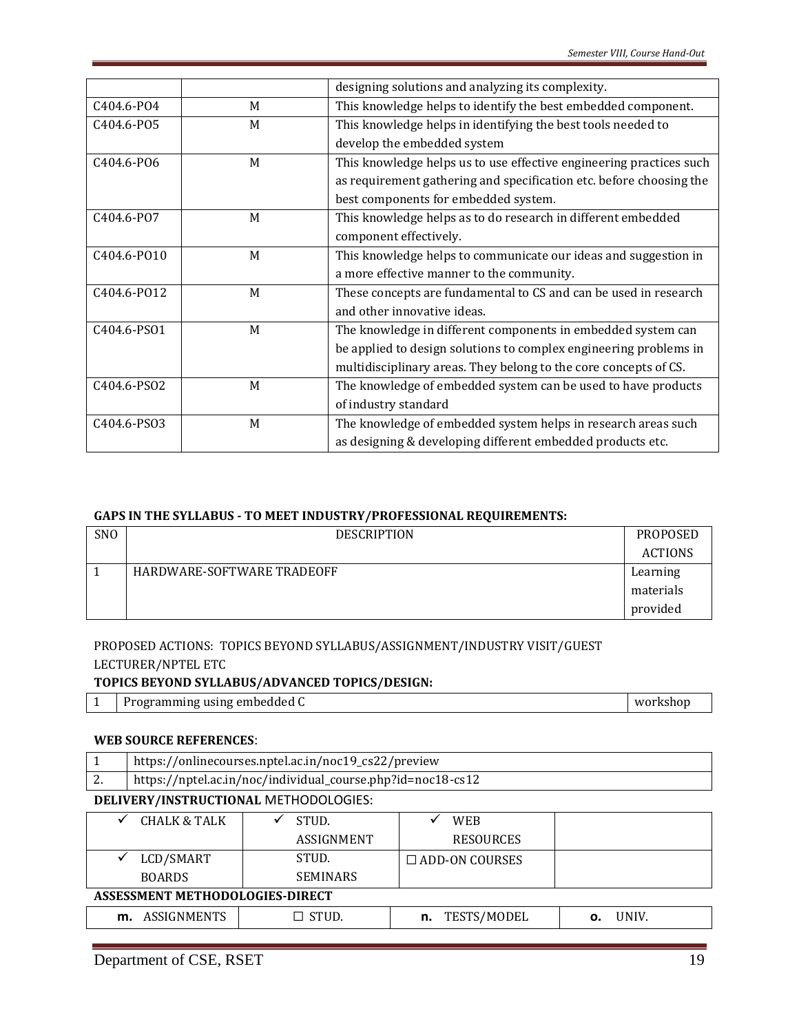| | | designing solutions and analyzing its complexity. |
|---|---|---|
| C404.6-PO4 | M | This knowledge helps to identify the best embedded component. |
| C404.6-PO5 | M | This knowledge helps in identifying the best tools needed to develop the embedded system |
| C404.6-PO6 | M | This knowledge helps us to use effective engineering practices such as requirement gathering and specification etc. before choosing the best components for embedded system. |
| C404.6-PO7 | M | This knowledge helps as to do research in different embedded component effectively. |
| C404.6-PO10 | M | This knowledge helps to communicate our ideas and suggestion in a more effective manner to the community. |
| C404.6-PO12 | M | These concepts are fundamental to CS and can be used in research and other innovative ideas. |
| C404.6-PSO1 | M | The knowledge in different components in embedded system can be applied to design solutions to complex engineering problems in multidisciplinary areas. They belong to the core concepts of CS. |
| C404.6-PSO2 | M | The knowledge of embedded system can be used to have products of industry standard |
| C404.6-PSO3 | M | The knowledge of embedded system helps in research areas such as designing & developing different embedded products etc. |

**GAPS IN THE SYLLABUS - TO MEET INDUSTRY/PROFESSIONAL REQUIREMENTS:**

| SNO | DESCRIPTION | PROPOSED ACTIONS |
|---|---|---|
| 1 | HARDWARE-SOFTWARE TRADEOFF | Learning materials provided |

PROPOSED ACTIONS: TOPICS BEYOND SYLLABUS/ASSIGNMENT/INDUSTRY VISIT/GUEST LECTURER/NPTEL ETC

**TOPICS BEYOND SYLLABUS/ADVANCED TOPICS/DESIGN:**

| 1 | Programming using embedded C | workshop |
|---|---|---|

**WEB SOURCE REFERENCES**:

| 1 | https://onlinecourses.nptel.ac.in/noc19_cs22/preview |
|---|---|
| 2. | https://nptel.ac.in/noc/individual_course.php?id=noc18-cs12 |

**DELIVERY/INSTRUCTIONAL** METHODOLOGIES:

| ✓ CHALK & TALK | ✓ STUD. ASSIGNMENT | ✓ WEB RESOURCES | |
|---|---|---|---|
| ✓ LCD/SMART BOARDS | STUD. SEMINARS | ☐ ADD-ON COURSES | |

**ASSESSMENT METHODOLOGIES-DIRECT**

| **m.** ASSIGNMENTS | ☐ STUD. | **n.** TESTS/MODEL | **o.** UNIV. |
|---|---|---|---|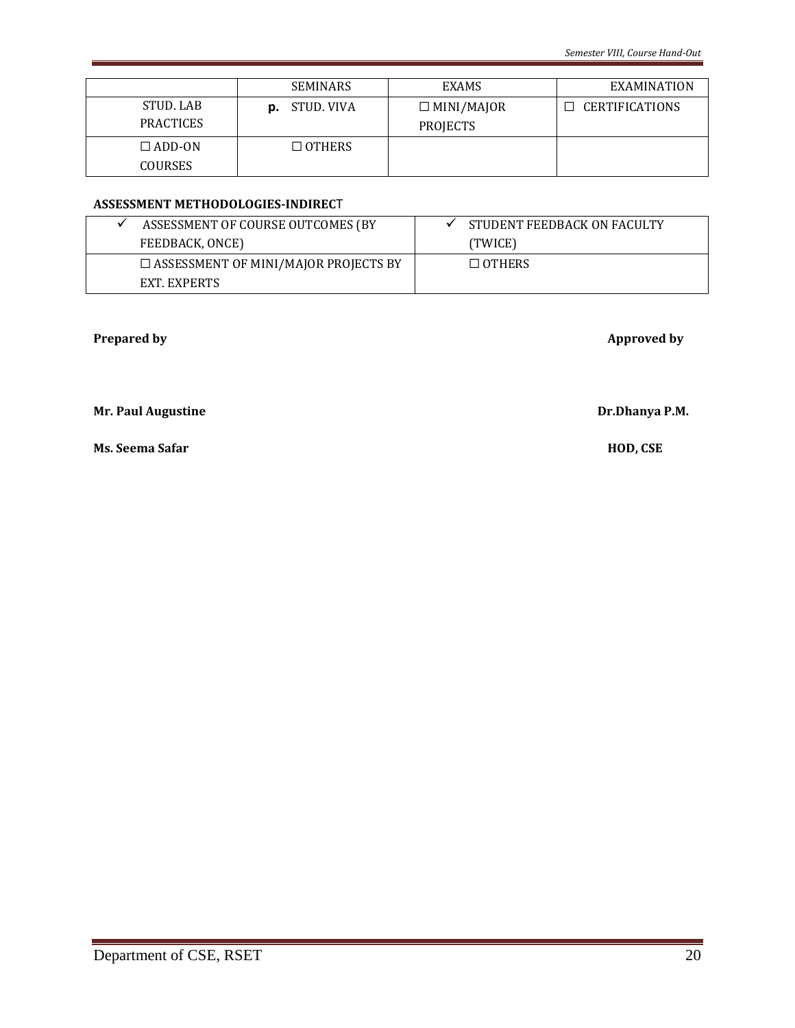| | SEMINARS | EXAMS | EXAMINATION |
|---|---|---|---|
| STUD. LAB PRACTICES | p. STUD. VIVA | ☐ MINI/MAJOR PROJECTS | ☐ CERTIFICATIONS |
| ☐ ADD-ON COURSES | ☐ OTHERS | | |

**ASSESSMENT METHODOLOGIES-INDIRECT**

| | |
|---|---|
| ✓ ASSESSMENT OF COURSE OUTCOMES (BY FEEDBACK, ONCE) | ✓ STUDENT FEEDBACK ON FACULTY (TWICE) |
| ☐ ASSESSMENT OF MINI/MAJOR PROJECTS BY EXT. EXPERTS | ☐ OTHERS |

**Prepared by** **Approved by**

**Mr. Paul Augustine** **Dr.Dhanya P.M.**

**Ms. Seema Safar** **HOD, CSE**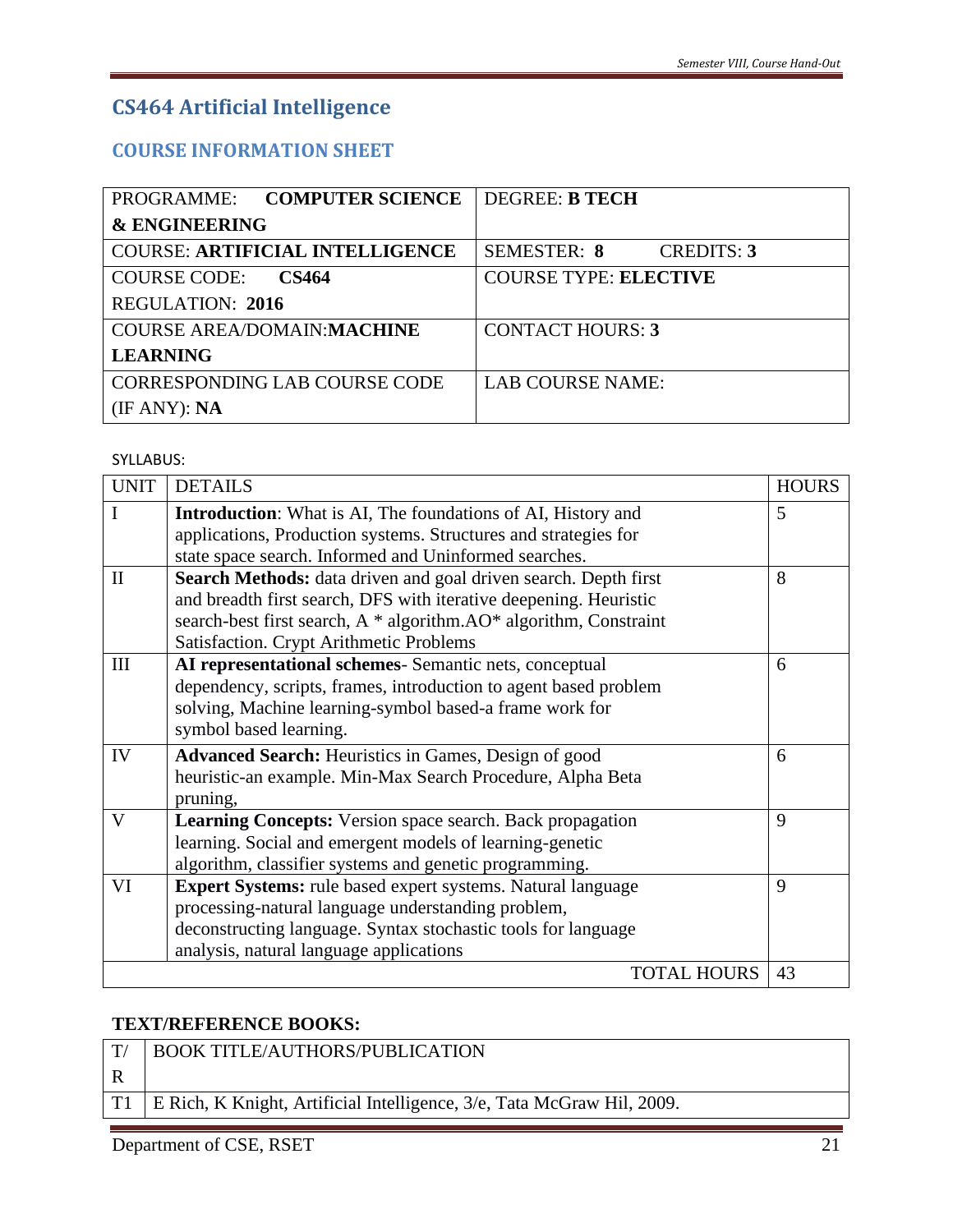# CS464 Artificial Intelligence

## COURSE INFORMATION SHEET

| PROGRAMME: **COMPUTER SCIENCE & ENGINEERING** | DEGREE: **B TECH** |
|---|---|
| COURSE: **ARTIFICIAL INTELLIGENCE** | SEMESTER: **8** CREDITS: **3** |
| COURSE CODE: **CS464** REGULATION: **2016** | COURSE TYPE: **ELECTIVE** |
| COURSE AREA/DOMAIN:**MACHINE LEARNING** | CONTACT HOURS: **3** |
| CORRESPONDING LAB COURSE CODE (IF ANY): **NA** | LAB COURSE NAME: |

SYLLABUS:

| UNIT | DETAILS | HOURS |
|---|---|---|
| I | **Introduction**: What is AI, The foundations of AI, History and applications, Production systems. Structures and strategies for state space search. Informed and Uninformed searches. | 5 |
| II | **Search Methods:** data driven and goal driven search. Depth first and breadth first search, DFS with iterative deepening. Heuristic search-best first search, A * algorithm.AO* algorithm, Constraint Satisfaction. Crypt Arithmetic Problems | 8 |
| III | **AI representational schemes**- Semantic nets, conceptual dependency, scripts, frames, introduction to agent based problem solving, Machine learning-symbol based-a frame work for symbol based learning. | 6 |
| IV | **Advanced Search:** Heuristics in Games, Design of good heuristic-an example. Min-Max Search Procedure, Alpha Beta pruning, | 6 |
| V | **Learning Concepts:** Version space search. Back propagation learning. Social and emergent models of learning-genetic algorithm, classifier systems and genetic programming. | 9 |
| VI | **Expert Systems:** rule based expert systems. Natural language processing-natural language understanding problem, deconstructing language. Syntax stochastic tools for language analysis, natural language applications | 9 |
| | TOTAL HOURS | 43 |

**TEXT/REFERENCE BOOKS:**

| T/R | BOOK TITLE/AUTHORS/PUBLICATION |
|---|---|
| T1 | E Rich, K Knight, Artificial Intelligence, 3/e, Tata McGraw Hil, 2009. |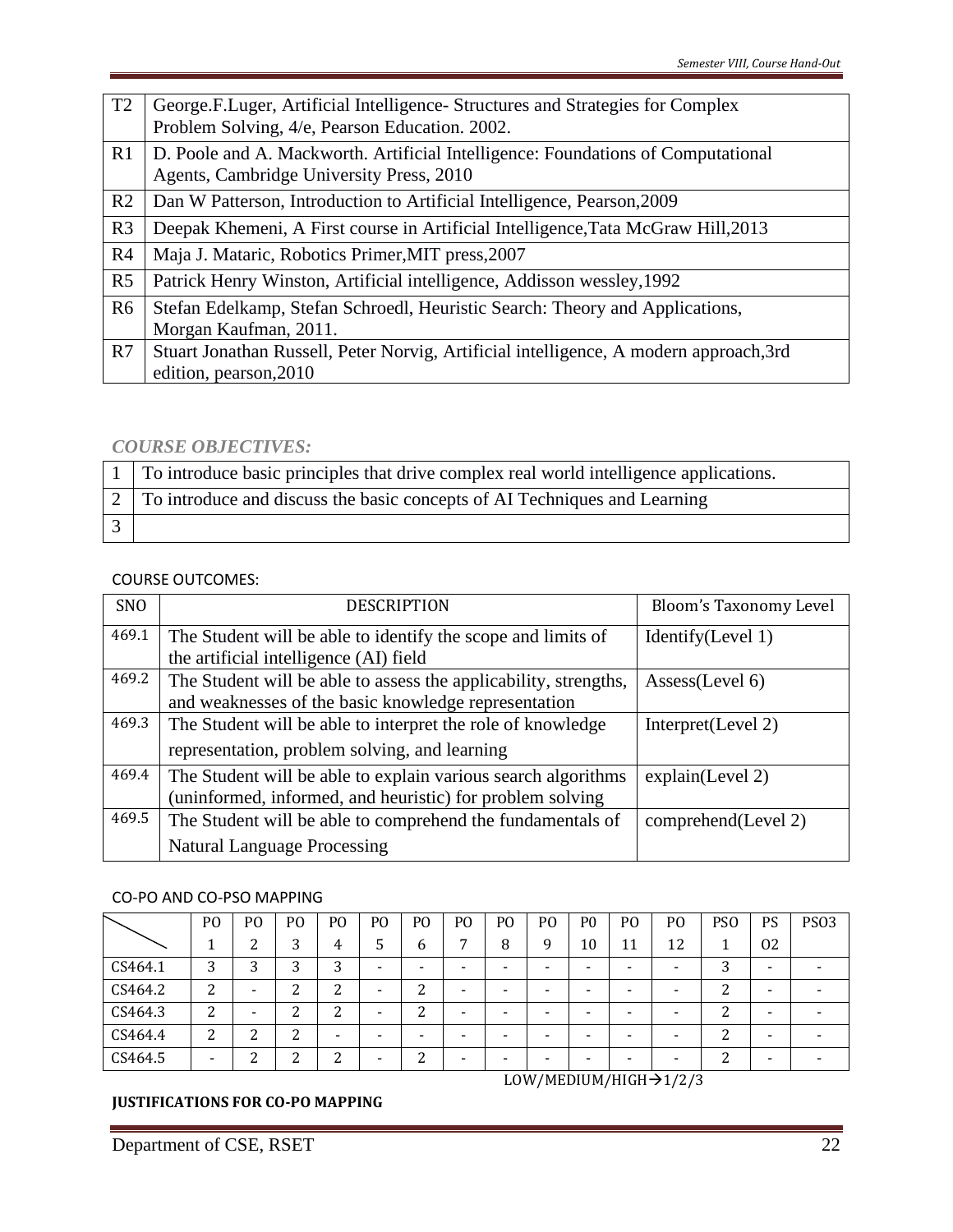| T2 | George.F.Luger, Artificial Intelligence- Structures and Strategies for Complex Problem Solving, 4/e, Pearson Education. 2002. |
|---|---|
| R1 | D. Poole and A. Mackworth. Artificial Intelligence: Foundations of Computational Agents, Cambridge University Press, 2010 |
| R2 | Dan W Patterson, Introduction to Artificial Intelligence, Pearson,2009 |
| R3 | Deepak Khemeni, A First course in Artificial Intelligence,Tata McGraw Hill,2013 |
| R4 | Maja J. Mataric, Robotics Primer,MIT press,2007 |
| R5 | Patrick Henry Winston, Artificial intelligence, Addisson wessley,1992 |
| R6 | Stefan Edelkamp, Stefan Schroedl, Heuristic Search: Theory and Applications, Morgan Kaufman, 2011. |
| R7 | Stuart Jonathan Russell, Peter Norvig, Artificial intelligence, A modern approach,3rd edition, pearson,2010 |

### *COURSE OBJECTIVES:*

| | |
|---|---|
| 1 | To introduce basic principles that drive complex real world intelligence applications. |
| 2 | To introduce and discuss the basic concepts of AI Techniques and Learning |
| 3 | |

COURSE OUTCOMES:

| SNO | DESCRIPTION | Bloom's Taxonomy Level |
|---|---|---|
| 469.1 | The Student will be able to identify the scope and limits of the artificial intelligence (AI) field | Identify(Level 1) |
| 469.2 | The Student will be able to assess the applicability, strengths, and weaknesses of the basic knowledge representation | Assess(Level 6) |
| 469.3 | The Student will be able to interpret the role of knowledge representation, problem solving, and learning | Interpret(Level 2) |
| 469.4 | The Student will be able to explain various search algorithms (uninformed, informed, and heuristic) for problem solving | explain(Level 2) |
| 469.5 | The Student will be able to comprehend the fundamentals of Natural Language Processing | comprehend(Level 2) |

CO-PO AND CO-PSO MAPPING

| | PO 1 | PO 2 | PO 3 | PO 4 | PO 5 | PO 6 | PO 7 | PO 8 | PO 9 | P0 10 | PO 11 | PO 12 | PSO 1 | PS O2 | PSO3 |
|---|---|---|---|---|---|---|---|---|---|---|---|---|---|---|---|
| CS464.1 | 3 | 3 | 3 | 3 | - | - | - | - | - | - | - | - | 3 | - | - |
| CS464.2 | 2 | - | 2 | 2 | - | 2 | - | - | - | - | - | - | 2 | - | - |
| CS464.3 | 2 | - | 2 | 2 | - | 2 | - | - | - | - | - | - | 2 | - | - |
| CS464.4 | 2 | 2 | 2 | - | - | - | - | - | - | - | - | - | 2 | - | - |
| CS464.5 | - | 2 | 2 | 2 | - | 2 | - | - | - | - | - | - | 2 | - | - |

LOW/MEDIUM/HIGH→1/2/3

**JUSTIFICATIONS FOR CO-PO MAPPING**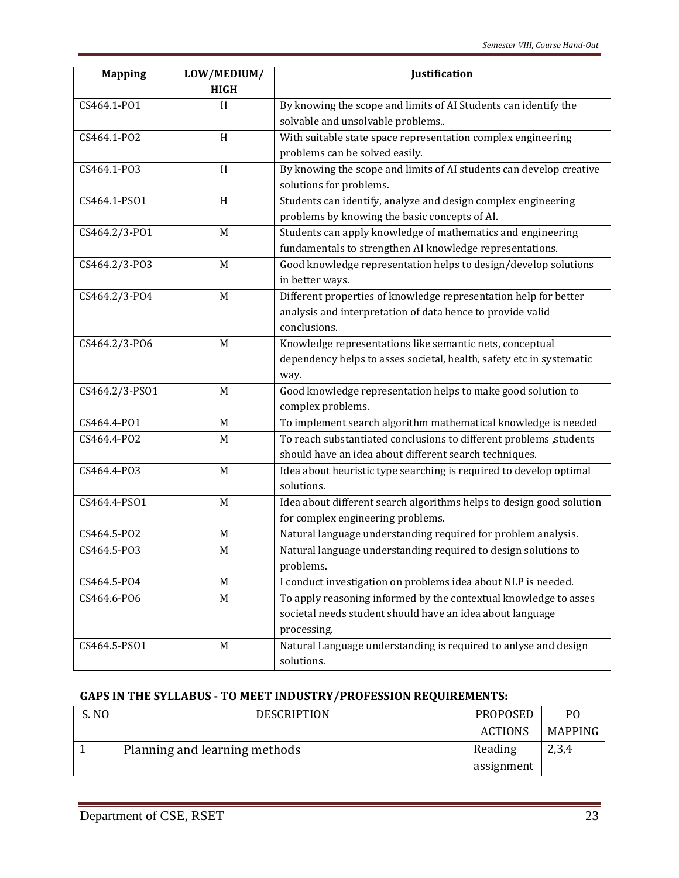| Mapping | LOW/MEDIUM/ HIGH | Justification |
|---|---|---|
| CS464.1-PO1 | H | By knowing the scope and limits of AI Students can identify the solvable and unsolvable problems.. |
| CS464.1-PO2 | H | With suitable state space representation complex engineering problems can be solved easily. |
| CS464.1-PO3 | H | By knowing the scope and limits of AI students can develop creative solutions for problems. |
| CS464.1-PSO1 | H | Students can identify, analyze and design complex engineering problems by knowing the basic concepts of AI. |
| CS464.2/3-PO1 | M | Students can apply knowledge of mathematics and engineering fundamentals to strengthen AI knowledge representations. |
| CS464.2/3-PO3 | M | Good knowledge representation helps to design/develop solutions in better ways. |
| CS464.2/3-PO4 | M | Different properties of knowledge representation help for better analysis and interpretation of data hence to provide valid conclusions. |
| CS464.2/3-PO6 | M | Knowledge representations like semantic nets, conceptual dependency helps to asses societal, health, safety etc in systematic way. |
| CS464.2/3-PSO1 | M | Good knowledge representation helps to make good solution to complex problems. |
| CS464.4-PO1 | M | To implement search algorithm mathematical knowledge is needed |
| CS464.4-PO2 | M | To reach substantiated conclusions to different problems ,students should have an idea about different search techniques. |
| CS464.4-PO3 | M | Idea about heuristic type searching is required to develop optimal solutions. |
| CS464.4-PSO1 | M | Idea about different search algorithms helps to design good solution for complex engineering problems. |
| CS464.5-PO2 | M | Natural language understanding required for problem analysis. |
| CS464.5-PO3 | M | Natural language understanding required to design solutions to problems. |
| CS464.5-PO4 | M | I conduct investigation on problems idea about NLP is needed. |
| CS464.6-PO6 | M | To apply reasoning informed by the contextual knowledge to asses societal needs student should have an idea about language processing. |
| CS464.5-PSO1 | M | Natural Language understanding is required to anlyse and design solutions. |

**GAPS IN THE SYLLABUS - TO MEET INDUSTRY/PROFESSION REQUIREMENTS:**

| S. NO | DESCRIPTION | PROPOSED ACTIONS | PO MAPPING |
|---|---|---|---|
| 1 | Planning and learning methods | Reading assignment | 2,3,4 |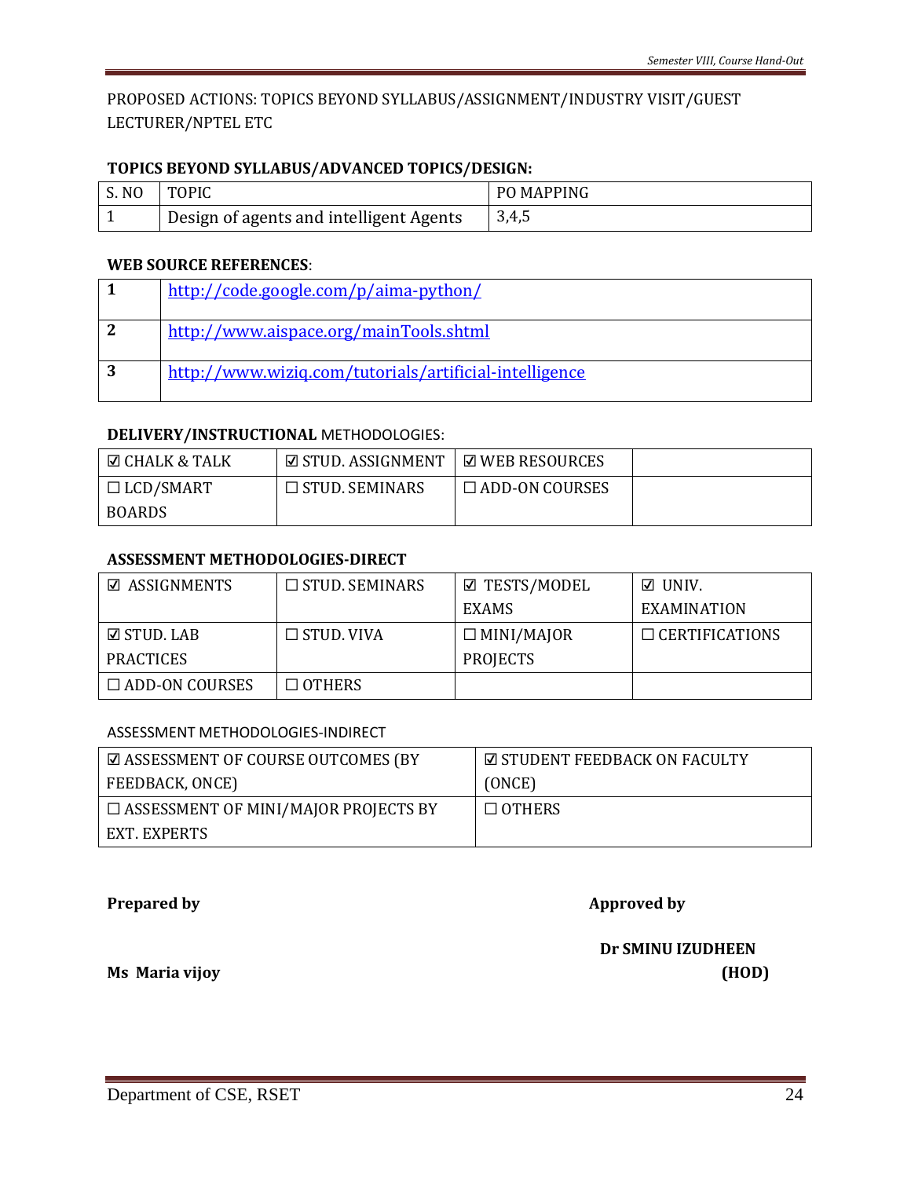PROPOSED ACTIONS: TOPICS BEYOND SYLLABUS/ASSIGNMENT/INDUSTRY VISIT/GUEST LECTURER/NPTEL ETC

**TOPICS BEYOND SYLLABUS/ADVANCED TOPICS/DESIGN:**

| S. NO | TOPIC | PO MAPPING |
|---|---|---|
| 1 | Design of agents and intelligent Agents | 3,4,5 |

**WEB SOURCE REFERENCES**:

| | |
|---|---|
| **1** | http://code.google.com/p/aima-python/ |
| **2** | http://www.aispace.org/mainTools.shtml |
| **3** | http://www.wiziq.com/tutorials/artificial-intelligence |

**DELIVERY/INSTRUCTIONAL** METHODOLOGIES:

| | | | |
|---|---|---|---|
| ☑ CHALK & TALK | ☑ STUD. ASSIGNMENT | ☑ WEB RESOURCES | |
| ☐ LCD/SMART BOARDS | ☐ STUD. SEMINARS | ☐ ADD-ON COURSES | |

**ASSESSMENT METHODOLOGIES-DIRECT**

| | | | |
|---|---|---|---|
| ☑ ASSIGNMENTS | ☐ STUD. SEMINARS | ☑ TESTS/MODEL EXAMS | ☑ UNIV. EXAMINATION |
| ☑ STUD. LAB PRACTICES | ☐ STUD. VIVA | ☐ MINI/MAJOR PROJECTS | ☐ CERTIFICATIONS |
| ☐ ADD-ON COURSES | ☐ OTHERS | | |

ASSESSMENT METHODOLOGIES-INDIRECT

| | |
|---|---|
| ☑ ASSESSMENT OF COURSE OUTCOMES (BY FEEDBACK, ONCE) | ☑ STUDENT FEEDBACK ON FACULTY (ONCE) |
| ☐ ASSESSMENT OF MINI/MAJOR PROJECTS BY EXT. EXPERTS | ☐ OTHERS |

**Prepared by** **Approved by**

**Ms Maria vijoy**

**Dr SMINU IZUDHEEN**
**(HOD)**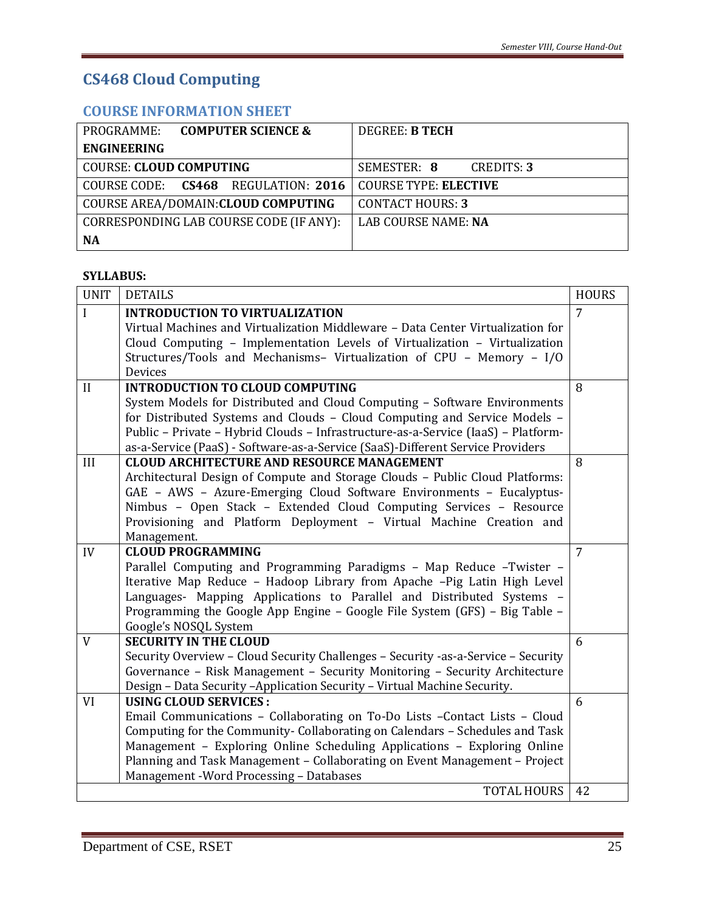# CS468 Cloud Computing

## COURSE INFORMATION SHEET

| PROGRAMME: **COMPUTER SCIENCE & ENGINEERING** | DEGREE: **B TECH** |
|---|---|
| COURSE: **CLOUD COMPUTING** | SEMESTER: **8** CREDITS: **3** |
| COURSE CODE: **CS468** REGULATION: **2016** | COURSE TYPE: **ELECTIVE** |
| COURSE AREA/DOMAIN:**CLOUD COMPUTING** | CONTACT HOURS: **3** |
| CORRESPONDING LAB COURSE CODE (IF ANY): **NA** | LAB COURSE NAME: **NA** |

**SYLLABUS:**

| UNIT | DETAILS | HOURS |
|---|---|---|
| I | **INTRODUCTION TO VIRTUALIZATION** Virtual Machines and Virtualization Middleware – Data Center Virtualization for Cloud Computing – Implementation Levels of Virtualization – Virtualization Structures/Tools and Mechanisms– Virtualization of CPU – Memory – I/O Devices | 7 |
| II | **INTRODUCTION TO CLOUD COMPUTING** System Models for Distributed and Cloud Computing – Software Environments for Distributed Systems and Clouds – Cloud Computing and Service Models – Public – Private – Hybrid Clouds – Infrastructure-as-a-Service (IaaS) – Platform-as-a-Service (PaaS) - Software-as-a-Service (SaaS)-Different Service Providers | 8 |
| III | **CLOUD ARCHITECTURE AND RESOURCE MANAGEMENT** Architectural Design of Compute and Storage Clouds – Public Cloud Platforms: GAE – AWS – Azure-Emerging Cloud Software Environments – Eucalyptus-Nimbus – Open Stack – Extended Cloud Computing Services – Resource Provisioning and Platform Deployment – Virtual Machine Creation and Management. | 8 |
| IV | **CLOUD PROGRAMMING** Parallel Computing and Programming Paradigms – Map Reduce –Twister – Iterative Map Reduce – Hadoop Library from Apache –Pig Latin High Level Languages- Mapping Applications to Parallel and Distributed Systems – Programming the Google App Engine – Google File System (GFS) – Big Table – Google's NOSQL System | 7 |
| V | **SECURITY IN THE CLOUD** Security Overview – Cloud Security Challenges – Security -as-a-Service – Security Governance – Risk Management – Security Monitoring – Security Architecture Design – Data Security –Application Security – Virtual Machine Security. | 6 |
| VI | **USING CLOUD SERVICES :** Email Communications – Collaborating on To-Do Lists –Contact Lists – Cloud Computing for the Community- Collaborating on Calendars – Schedules and Task Management – Exploring Online Scheduling Applications – Exploring Online Planning and Task Management – Collaborating on Event Management – Project Management -Word Processing – Databases | 6 |
| | TOTAL HOURS | 42 |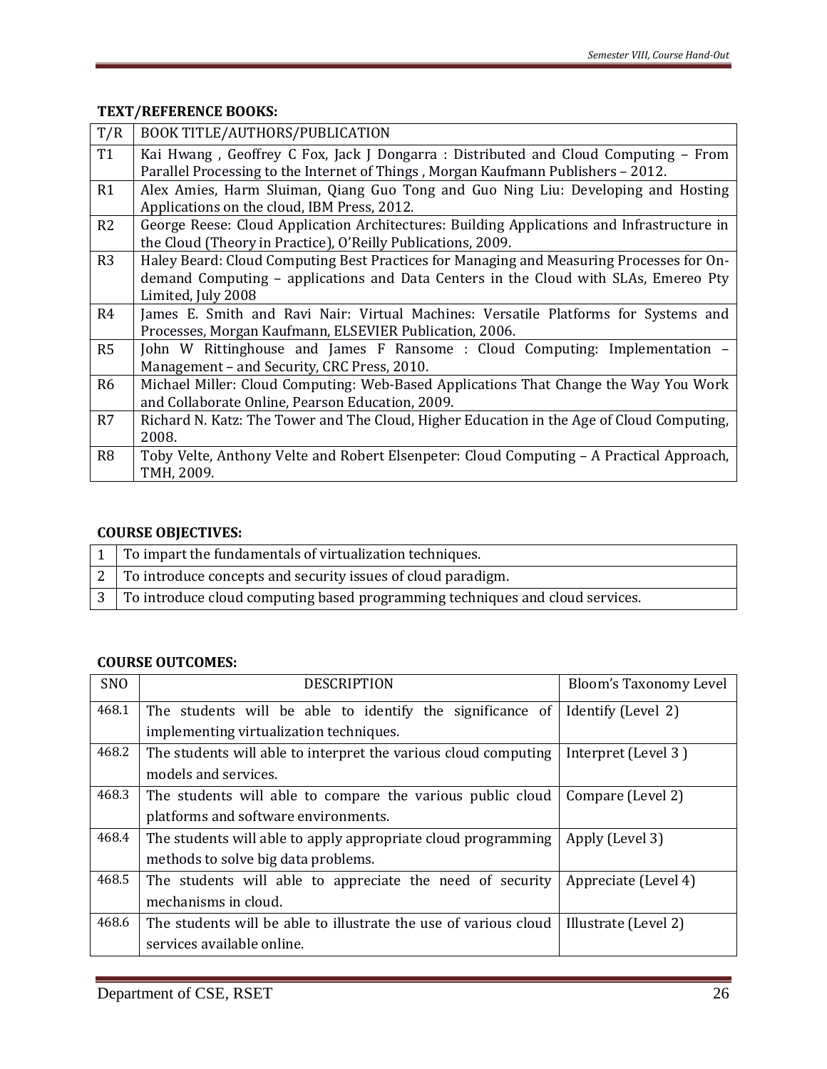**TEXT/REFERENCE BOOKS:**

| T/R | BOOK TITLE/AUTHORS/PUBLICATION |
|---|---|
| T1 | Kai Hwang , Geoffrey C Fox, Jack J Dongarra : Distributed and Cloud Computing – From Parallel Processing to the Internet of Things , Morgan Kaufmann Publishers – 2012. |
| R1 | Alex Amies, Harm Sluiman, Qiang Guo Tong and Guo Ning Liu: Developing and Hosting Applications on the cloud, IBM Press, 2012. |
| R2 | George Reese: Cloud Application Architectures: Building Applications and Infrastructure in the Cloud (Theory in Practice), O'Reilly Publications, 2009. |
| R3 | Haley Beard: Cloud Computing Best Practices for Managing and Measuring Processes for On-demand Computing – applications and Data Centers in the Cloud with SLAs, Emereo Pty Limited, July 2008 |
| R4 | James E. Smith and Ravi Nair: Virtual Machines: Versatile Platforms for Systems and Processes, Morgan Kaufmann, ELSEVIER Publication, 2006. |
| R5 | John W Rittinghouse and James F Ransome : Cloud Computing: Implementation – Management – and Security, CRC Press, 2010. |
| R6 | Michael Miller: Cloud Computing: Web-Based Applications That Change the Way You Work and Collaborate Online, Pearson Education, 2009. |
| R7 | Richard N. Katz: The Tower and The Cloud, Higher Education in the Age of Cloud Computing, 2008. |
| R8 | Toby Velte, Anthony Velte and Robert Elsenpeter: Cloud Computing – A Practical Approach, TMH, 2009. |

**COURSE OBJECTIVES:**

| | |
|---|---|
| 1 | To impart the fundamentals of virtualization techniques. |
| 2 | To introduce concepts and security issues of cloud paradigm. |
| 3 | To introduce cloud computing based programming techniques and cloud services. |

**COURSE OUTCOMES:**

| SNO | DESCRIPTION | Bloom's Taxonomy Level |
|---|---|---|
| 468.1 | The students will be able to identify the significance of implementing virtualization techniques. | Identify (Level 2) |
| 468.2 | The students will able to interpret the various cloud computing models and services. | Interpret (Level 3 ) |
| 468.3 | The students will able to compare the various public cloud platforms and software environments. | Compare (Level 2) |
| 468.4 | The students will able to apply appropriate cloud programming methods to solve big data problems. | Apply (Level 3) |
| 468.5 | The students will able to appreciate the need of security mechanisms in cloud. | Appreciate (Level 4) |
| 468.6 | The students will be able to illustrate the use of various cloud services available online. | Illustrate (Level 2) |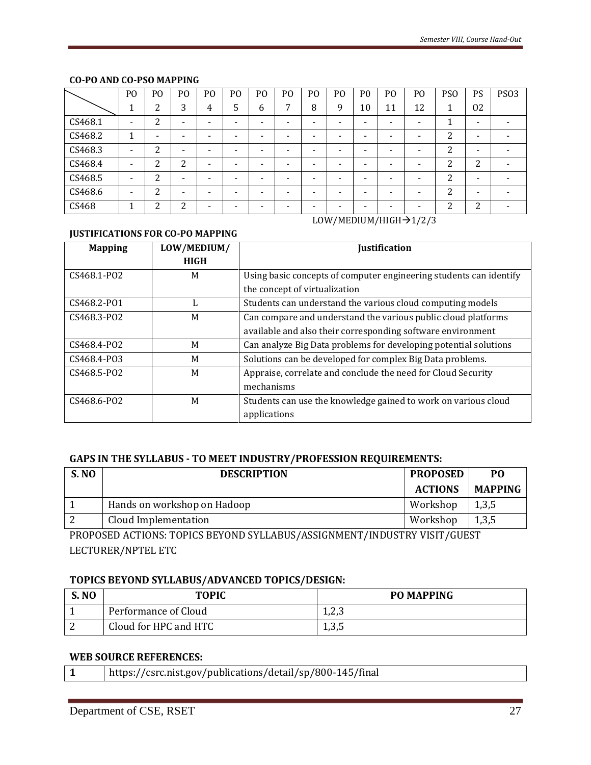**CO-PO AND CO-PSO MAPPING**

| | PO 1 | PO 2 | PO 3 | PO 4 | PO 5 | PO 6 | PO 7 | PO 8 | PO 9 | P0 10 | PO 11 | PO 12 | PSO 1 | PS O2 | PSO3 |
|---|---|---|---|---|---|---|---|---|---|---|---|---|---|---|---|
| CS468.1 | - | 2 | - | - | - | - | - | - | - | - | - | - | 1 | - | - |
| CS468.2 | 1 | - | - | - | - | - | - | - | - | - | - | - | 2 | - | - |
| CS468.3 | - | 2 | - | - | - | - | - | - | - | - | - | - | 2 | - | - |
| CS468.4 | - | 2 | 2 | - | - | - | - | - | - | - | - | - | 2 | 2 | - |
| CS468.5 | - | 2 | - | - | - | - | - | - | - | - | - | - | 2 | - | - |
| CS468.6 | - | 2 | - | - | - | - | - | - | - | - | - | - | 2 | - | - |
| CS468 | 1 | 2 | 2 | - | - | - | - | - | - | - | - | - | 2 | 2 | - |

LOW/MEDIUM/HIGH→1/2/3

**JUSTIFICATIONS FOR CO-PO MAPPING**

| Mapping | LOW/MEDIUM/ HIGH | Justification |
|---|---|---|
| CS468.1-PO2 | M | Using basic concepts of computer engineering students can identify the concept of virtualization |
| CS468.2-PO1 | L | Students can understand the various cloud computing models |
| CS468.3-PO2 | M | Can compare and understand the various public cloud platforms available and also their corresponding software environment |
| CS468.4-PO2 | M | Can analyze Big Data problems for developing potential solutions |
| CS468.4-PO3 | M | Solutions can be developed for complex Big Data problems. |
| CS468.5-PO2 | M | Appraise, correlate and conclude the need for Cloud Security mechanisms |
| CS468.6-PO2 | M | Students can use the knowledge gained to work on various cloud applications |

**GAPS IN THE SYLLABUS - TO MEET INDUSTRY/PROFESSION REQUIREMENTS:**

| S. NO | DESCRIPTION | PROPOSED ACTIONS | PO MAPPING |
|---|---|---|---|
| 1 | Hands on workshop on Hadoop | Workshop | 1,3,5 |
| 2 | Cloud Implementation | Workshop | 1,3,5 |

PROPOSED ACTIONS: TOPICS BEYOND SYLLABUS/ASSIGNMENT/INDUSTRY VISIT/GUEST LECTURER/NPTEL ETC

**TOPICS BEYOND SYLLABUS/ADVANCED TOPICS/DESIGN:**

| S. NO | TOPIC | PO MAPPING |
|---|---|---|
| 1 | Performance of Cloud | 1,2,3 |
| 2 | Cloud for HPC and HTC | 1,3,5 |

**WEB SOURCE REFERENCES:**

| | |
|---|---|
| **1** | https://csrc.nist.gov/publications/detail/sp/800-145/final |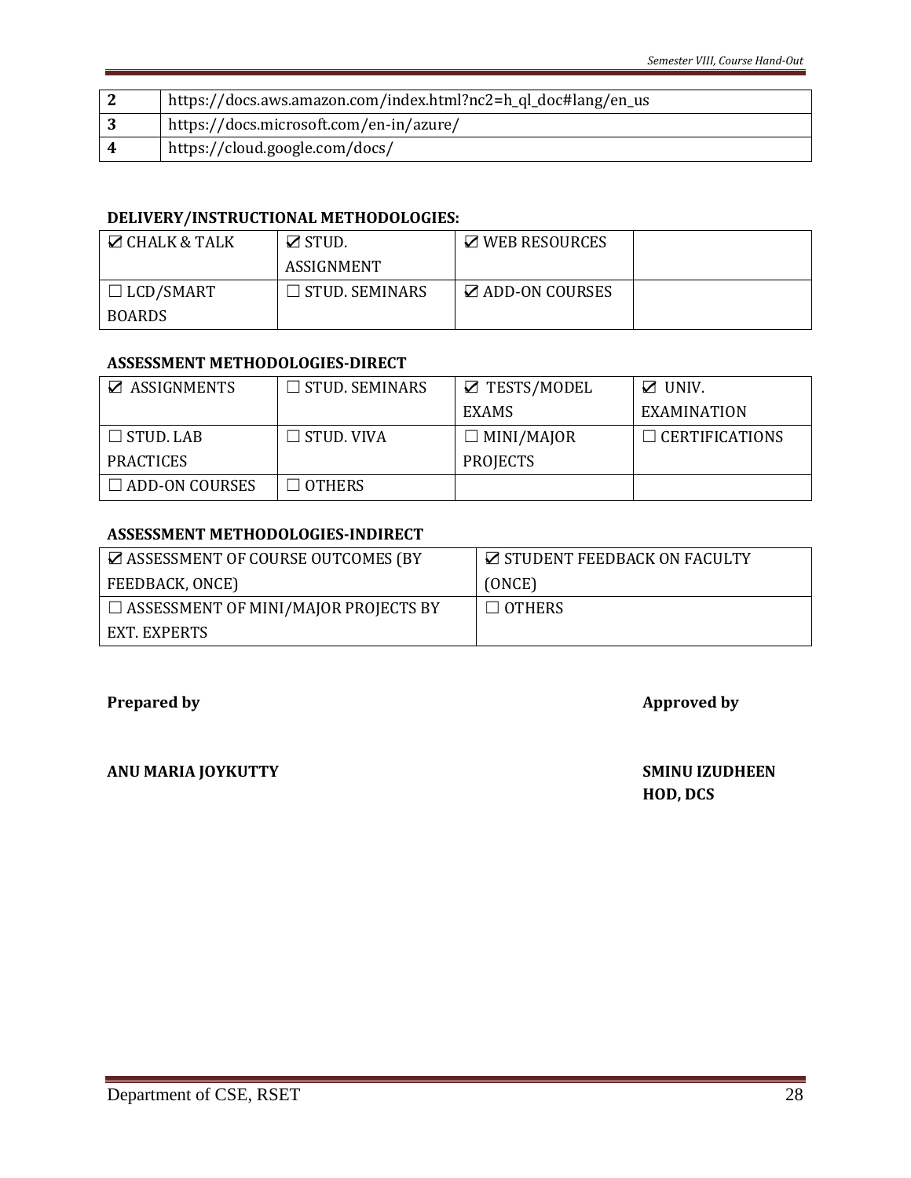| 2 | https://docs.aws.amazon.com/index.html?nc2=h_ql_doc#lang/en_us |
|---|---|
| 3 | https://docs.microsoft.com/en-in/azure/ |
| 4 | https://cloud.google.com/docs/ |

**DELIVERY/INSTRUCTIONAL METHODOLOGIES:**

| | | | |
|---|---|---|---|
| ☑ CHALK & TALK | ☑ STUD. ASSIGNMENT | ☑ WEB RESOURCES | |
| ☐ LCD/SMART BOARDS | ☐ STUD. SEMINARS | ☑ ADD-ON COURSES | |

**ASSESSMENT METHODOLOGIES-DIRECT**

| | | | |
|---|---|---|---|
| ☑ ASSIGNMENTS | ☐ STUD. SEMINARS | ☑ TESTS/MODEL EXAMS | ☑ UNIV. EXAMINATION |
| ☐ STUD. LAB PRACTICES | ☐ STUD. VIVA | ☐ MINI/MAJOR PROJECTS | ☐ CERTIFICATIONS |
| ☐ ADD-ON COURSES | ☐ OTHERS | | |

**ASSESSMENT METHODOLOGIES-INDIRECT**

| | |
|---|---|
| ☑ ASSESSMENT OF COURSE OUTCOMES (BY FEEDBACK, ONCE) | ☑ STUDENT FEEDBACK ON FACULTY (ONCE) |
| ☐ ASSESSMENT OF MINI/MAJOR PROJECTS BY EXT. EXPERTS | ☐ OTHERS |

**Prepared by** **Approved by**

**ANU MARIA JOYKUTTY**

**SMINU IZUDHEEN**
**HOD, DCS**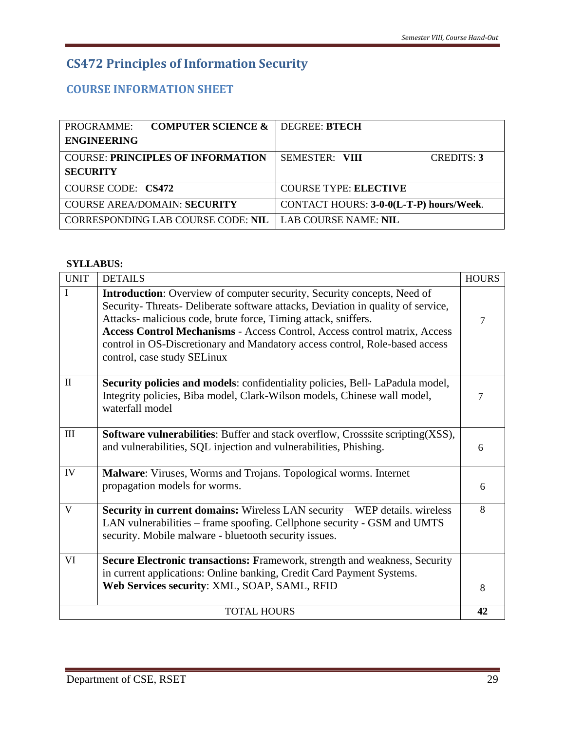# CS472 Principles of Information Security

## COURSE INFORMATION SHEET

| PROGRAMME: **COMPUTER SCIENCE & ENGINEERING** | DEGREE: **BTECH** |
|---|---|
| COURSE: **PRINCIPLES OF INFORMATION SECURITY** | SEMESTER: **VIII** CREDITS: **3** |
| COURSE CODE: **CS472** | COURSE TYPE: **ELECTIVE** |
| COURSE AREA/DOMAIN: **SECURITY** | CONTACT HOURS: **3-0-0(L-T-P) hours/Week**. |
| CORRESPONDING LAB COURSE CODE: **NIL** | LAB COURSE NAME: **NIL** |

**SYLLABUS:**

| UNIT | DETAILS | HOURS |
|---|---|---|
| I | **Introduction**: Overview of computer security, Security concepts, Need of Security- Threats- Deliberate software attacks, Deviation in quality of service, Attacks- malicious code, brute force, Timing attack, sniffers. **Access Control Mechanisms** - Access Control, Access control matrix, Access control in OS-Discretionary and Mandatory access control, Role-based access control, case study SELinux | 7 |
| II | **Security policies and models**: confidentiality policies, Bell- LaPadula model, Integrity policies, Biba model, Clark-Wilson models, Chinese wall model, waterfall model | 7 |
| III | **Software vulnerabilities**: Buffer and stack overflow, Crosssite scripting(XSS), and vulnerabilities, SQL injection and vulnerabilities, Phishing. | 6 |
| IV | **Malware**: Viruses, Worms and Trojans. Topological worms. Internet propagation models for worms. | 6 |
| V | **Security in current domains:** Wireless LAN security – WEP details. wireless LAN vulnerabilities – frame spoofing. Cellphone security - GSM and UMTS security. Mobile malware - bluetooth security issues. | 8 |
| VI | **Secure Electronic transactions: F**ramework, strength and weakness, Security in current applications: Online banking, Credit Card Payment Systems. **Web Services security**: XML, SOAP, SAML, RFID | 8 |
| | TOTAL HOURS | **42** |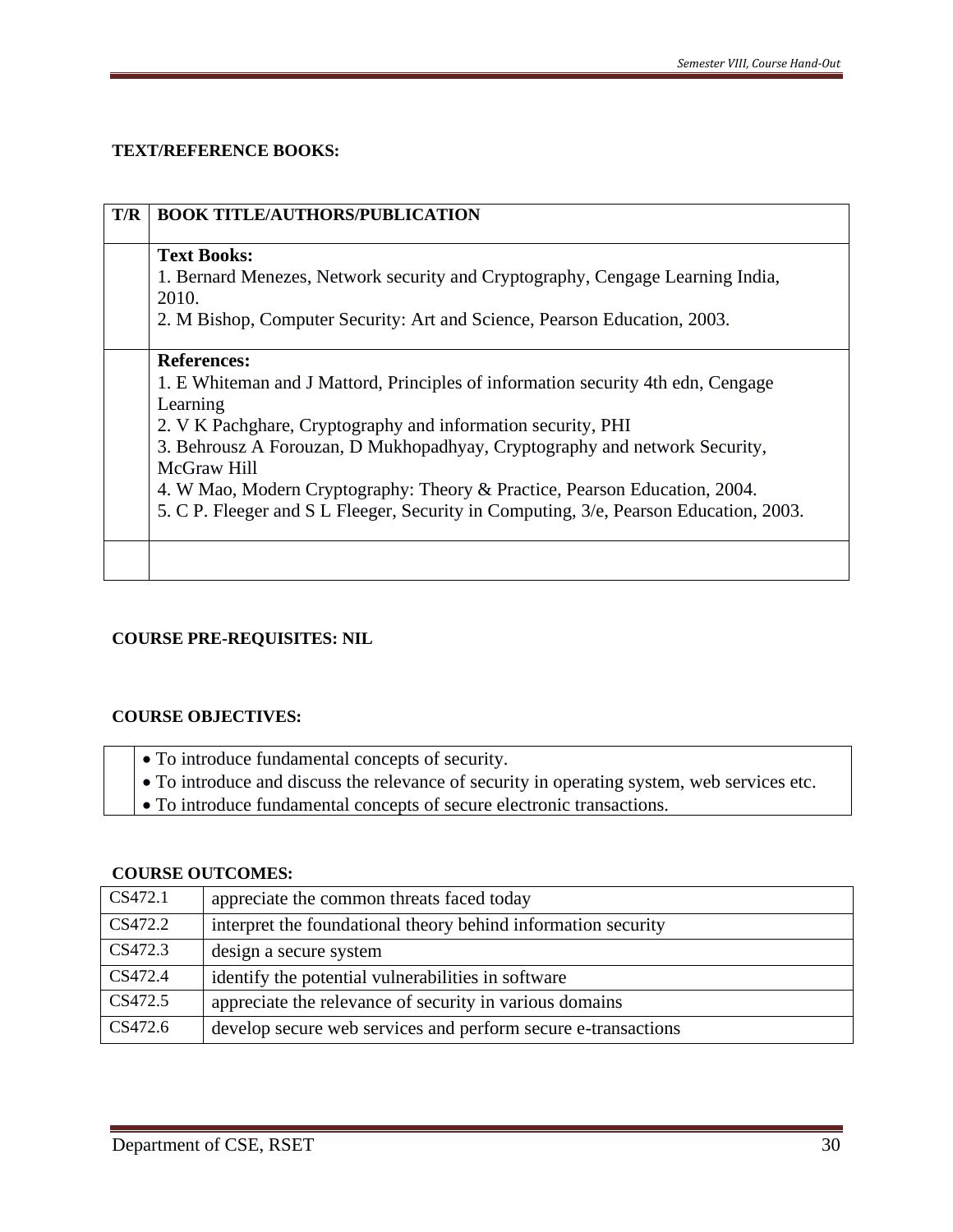## TEXT/REFERENCE BOOKS:

| T/R | BOOK TITLE/AUTHORS/PUBLICATION |
|---|---|
| | **Text Books:**<br>1. Bernard Menezes, Network security and Cryptography, Cengage Learning India, 2010.<br>2. M Bishop, Computer Security: Art and Science, Pearson Education, 2003. |
| | **References:**<br>1. E Whiteman and J Mattord, Principles of information security 4th edn, Cengage Learning<br>2. V K Pachghare, Cryptography and information security, PHI<br>3. Behrousz A Forouzan, D Mukhopadhyay, Cryptography and network Security, McGraw Hill<br>4. W Mao, Modern Cryptography: Theory & Practice, Pearson Education, 2004.<br>5. C P. Fleeger and S L Fleeger, Security in Computing, 3/e, Pearson Education, 2003. |
| | |

## COURSE PRE-REQUISITES: NIL

## COURSE OBJECTIVES:

- To introduce fundamental concepts of security.
- To introduce and discuss the relevance of security in operating system, web services etc.
- To introduce fundamental concepts of secure electronic transactions.

## COURSE OUTCOMES:

| | |
|---|---|
| CS472.1 | appreciate the common threats faced today |
| CS472.2 | interpret the foundational theory behind information security |
| CS472.3 | design a secure system |
| CS472.4 | identify the potential vulnerabilities in software |
| CS472.5 | appreciate the relevance of security in various domains |
| CS472.6 | develop secure web services and perform secure e-transactions |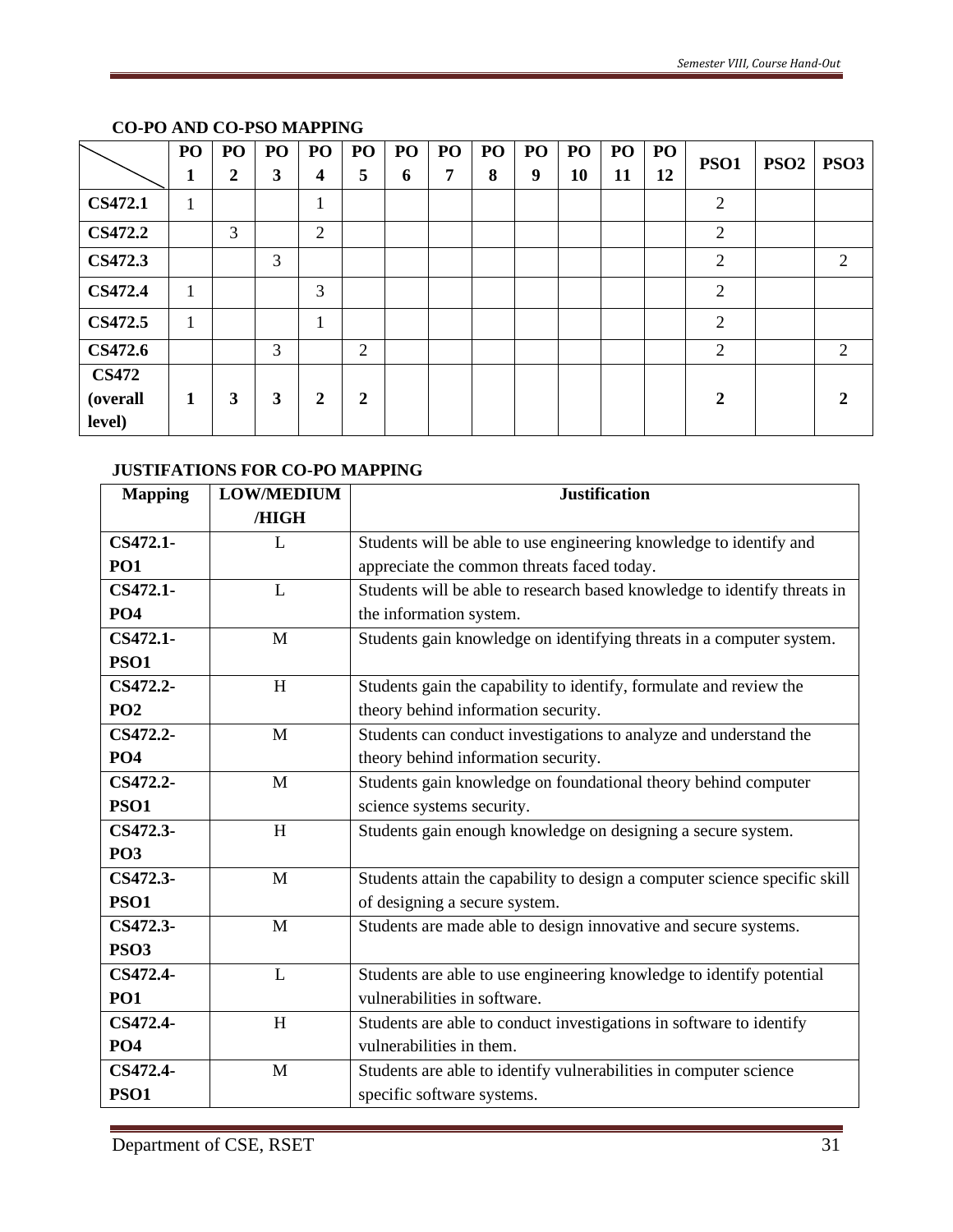**CO-PO AND CO-PSO MAPPING**

| | PO 1 | PO 2 | PO 3 | PO 4 | PO 5 | PO 6 | PO 7 | PO 8 | PO 9 | PO 10 | PO 11 | PO 12 | PSO1 | PSO2 | PSO3 |
|---|---|---|---|---|---|---|---|---|---|---|---|---|---|---|---|
| **CS472.1** | 1 | | | 1 | | | | | | | | | 2 | | |
| **CS472.2** | | 3 | | 2 | | | | | | | | | 2 | | |
| **CS472.3** | | | 3 | | | | | | | | | | 2 | | 2 |
| **CS472.4** | 1 | | | 3 | | | | | | | | | 2 | | |
| **CS472.5** | 1 | | | 1 | | | | | | | | | 2 | | |
| **CS472.6** | | | 3 | | 2 | | | | | | | | 2 | | 2 |
| **CS472 (overall level)** | **1** | **3** | **3** | **2** | **2** | | | | | | | | **2** | | **2** |

**JUSTIFATIONS FOR CO-PO MAPPING**

| Mapping | LOW/MEDIUM /HIGH | Justification |
|---|---|---|
| **CS472.1-PO1** | L | Students will be able to use engineering knowledge to identify and appreciate the common threats faced today. |
| **CS472.1-PO4** | L | Students will be able to research based knowledge to identify threats in the information system. |
| **CS472.1-PSO1** | M | Students gain knowledge on identifying threats in a computer system. |
| **CS472.2-PO2** | H | Students gain the capability to identify, formulate and review the theory behind information security. |
| **CS472.2-PO4** | M | Students can conduct investigations to analyze and understand the theory behind information security. |
| **CS472.2-PSO1** | M | Students gain knowledge on foundational theory behind computer science systems security. |
| **CS472.3-PO3** | H | Students gain enough knowledge on designing a secure system. |
| **CS472.3-PSO1** | M | Students attain the capability to design a computer science specific skill of designing a secure system. |
| **CS472.3-PSO3** | M | Students are made able to design innovative and secure systems. |
| **CS472.4-PO1** | L | Students are able to use engineering knowledge to identify potential vulnerabilities in software. |
| **CS472.4-PO4** | H | Students are able to conduct investigations in software to identify vulnerabilities in them. |
| **CS472.4-PSO1** | M | Students are able to identify vulnerabilities in computer science specific software systems. |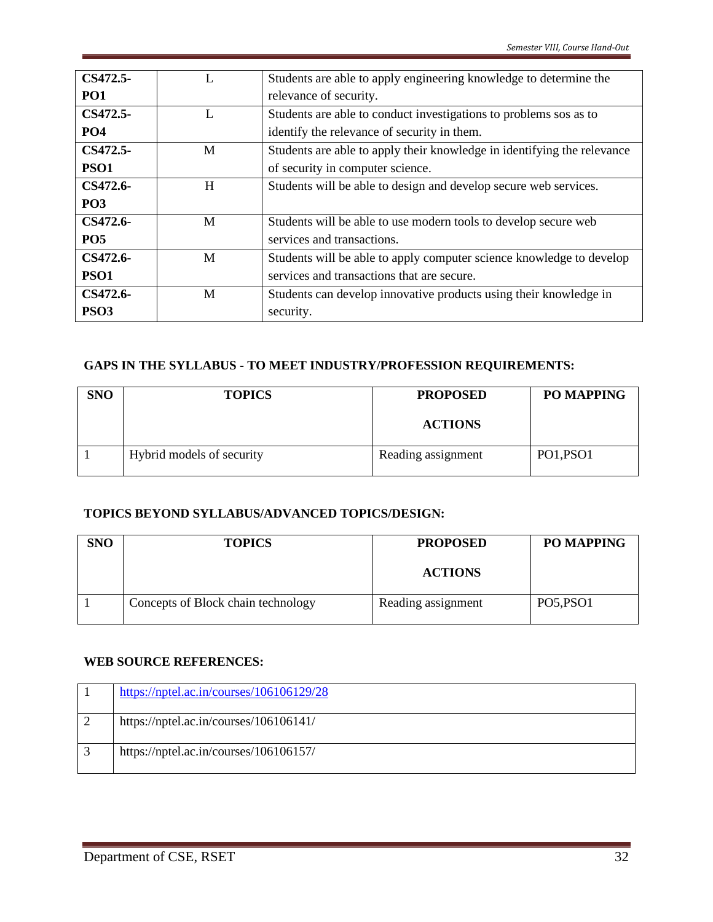| | | |
|---|---|---|
| **CS472.5-PO1** | L | Students are able to apply engineering knowledge to determine the relevance of security. |
| **CS472.5-PO4** | L | Students are able to conduct investigations to problems sos as to identify the relevance of security in them. |
| **CS472.5-PSO1** | M | Students are able to apply their knowledge in identifying the relevance of security in computer science. |
| **CS472.6-PO3** | H | Students will be able to design and develop secure web services. |
| **CS472.6-PO5** | M | Students will be able to use modern tools to develop secure web services and transactions. |
| **CS472.6-PSO1** | M | Students will be able to apply computer science knowledge to develop services and transactions that are secure. |
| **CS472.6-PSO3** | M | Students can develop innovative products using their knowledge in security. |

### GAPS IN THE SYLLABUS - TO MEET INDUSTRY/PROFESSION REQUIREMENTS:

| SNO | TOPICS | PROPOSED ACTIONS | PO MAPPING |
|---|---|---|---|
| 1 | Hybrid models of security | Reading assignment | PO1,PSO1 |

### TOPICS BEYOND SYLLABUS/ADVANCED TOPICS/DESIGN:

| SNO | TOPICS | PROPOSED ACTIONS | PO MAPPING |
|---|---|---|---|
| 1 | Concepts of Block chain technology | Reading assignment | PO5,PSO1 |

### WEB SOURCE REFERENCES:

| | |
|---|---|
| 1 | https://nptel.ac.in/courses/106106129/28 |
| 2 | https://nptel.ac.in/courses/106106141/ |
| 3 | https://nptel.ac.in/courses/106106157/ |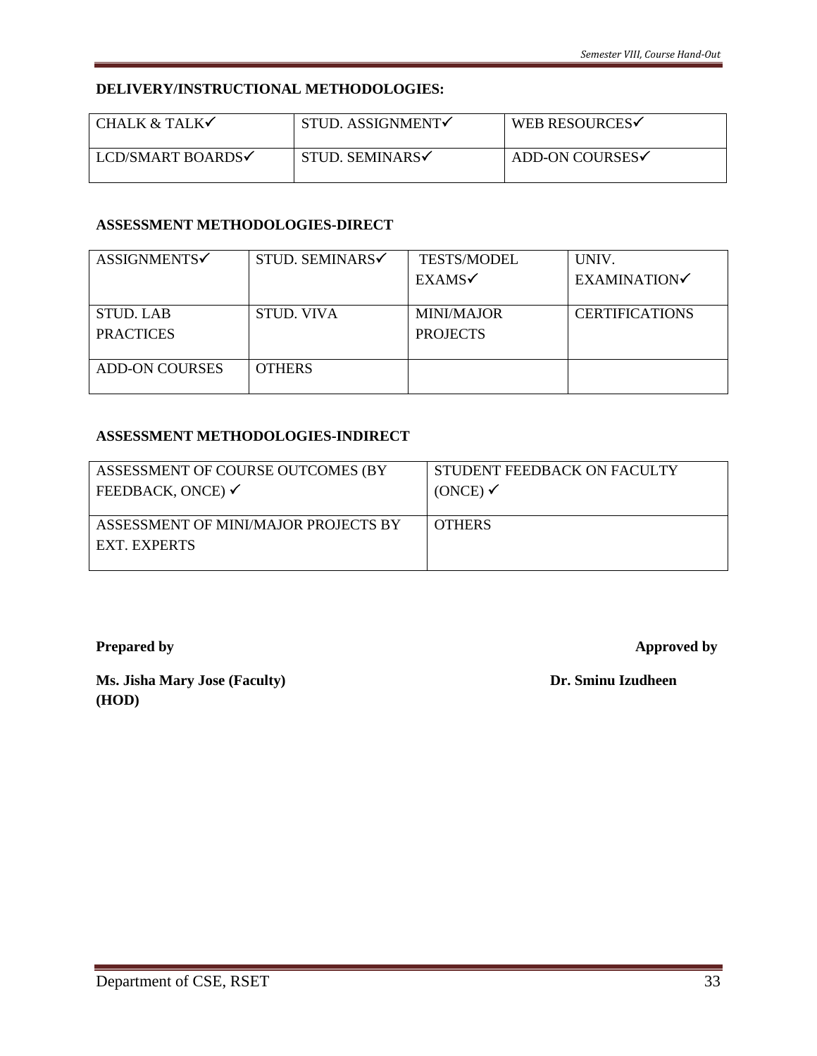**DELIVERY/INSTRUCTIONAL METHODOLOGIES:**

| CHALK & TALK✓ | STUD. ASSIGNMENT✓ | WEB RESOURCES✓ |
|---|---|---|
| LCD/SMART BOARDS✓ | STUD. SEMINARS✓ | ADD-ON COURSES✓ |

**ASSESSMENT METHODOLOGIES-DIRECT**

| ASSIGNMENTS✓ | STUD. SEMINARS✓ | TESTS/MODEL EXAMS✓ | UNIV. EXAMINATION✓ |
|---|---|---|---|
| STUD. LAB PRACTICES | STUD. VIVA | MINI/MAJOR PROJECTS | CERTIFICATIONS |
| ADD-ON COURSES | OTHERS | | |

**ASSESSMENT METHODOLOGIES-INDIRECT**

| ASSESSMENT OF COURSE OUTCOMES (BY FEEDBACK, ONCE) ✓ | STUDENT FEEDBACK ON FACULTY (ONCE) ✓ |
|---|---|
| ASSESSMENT OF MINI/MAJOR PROJECTS BY EXT. EXPERTS | OTHERS |

**Prepared by** **Approved by**

**Ms. Jisha Mary Jose (Faculty)** **Dr. Sminu Izudheen (HOD)**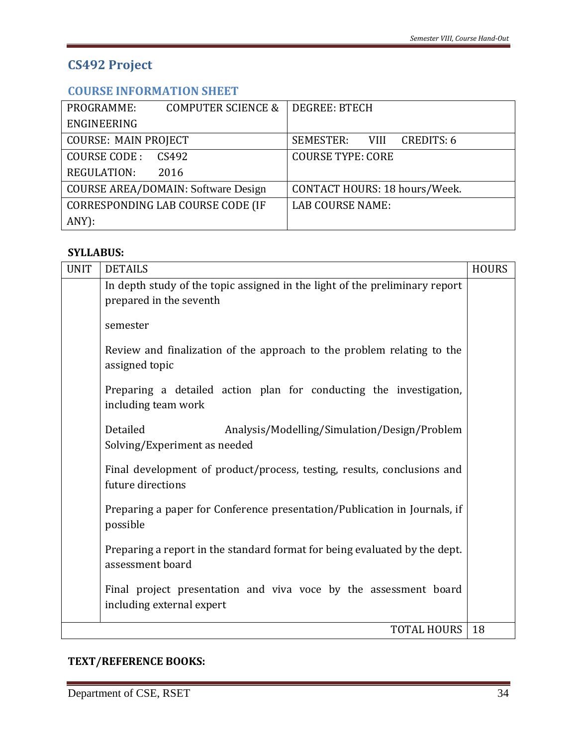## CS492 Project

### COURSE INFORMATION SHEET

| PROGRAMME: COMPUTER SCIENCE & ENGINEERING | DEGREE: BTECH |
|---|---|
| COURSE: MAIN PROJECT | SEMESTER: VIII CREDITS: 6 |
| COURSE CODE : CS492 REGULATION: 2016 | COURSE TYPE: CORE |
| COURSE AREA/DOMAIN: Software Design | CONTACT HOURS: 18 hours/Week. |
| CORRESPONDING LAB COURSE CODE (IF ANY): | LAB COURSE NAME: |

**SYLLABUS:**

| UNIT | DETAILS | HOURS |
|---|---|---|
| | In depth study of the topic assigned in the light of the preliminary report prepared in the seventh semester<br><br>Review and finalization of the approach to the problem relating to the assigned topic<br><br>Preparing a detailed action plan for conducting the investigation, including team work<br><br>Detailed Analysis/Modelling/Simulation/Design/Problem Solving/Experiment as needed<br><br>Final development of product/process, testing, results, conclusions and future directions<br><br>Preparing a paper for Conference presentation/Publication in Journals, if possible<br><br>Preparing a report in the standard format for being evaluated by the dept. assessment board<br><br>Final project presentation and viva voce by the assessment board including external expert | |
| | TOTAL HOURS | 18 |

**TEXT/REFERENCE BOOKS:**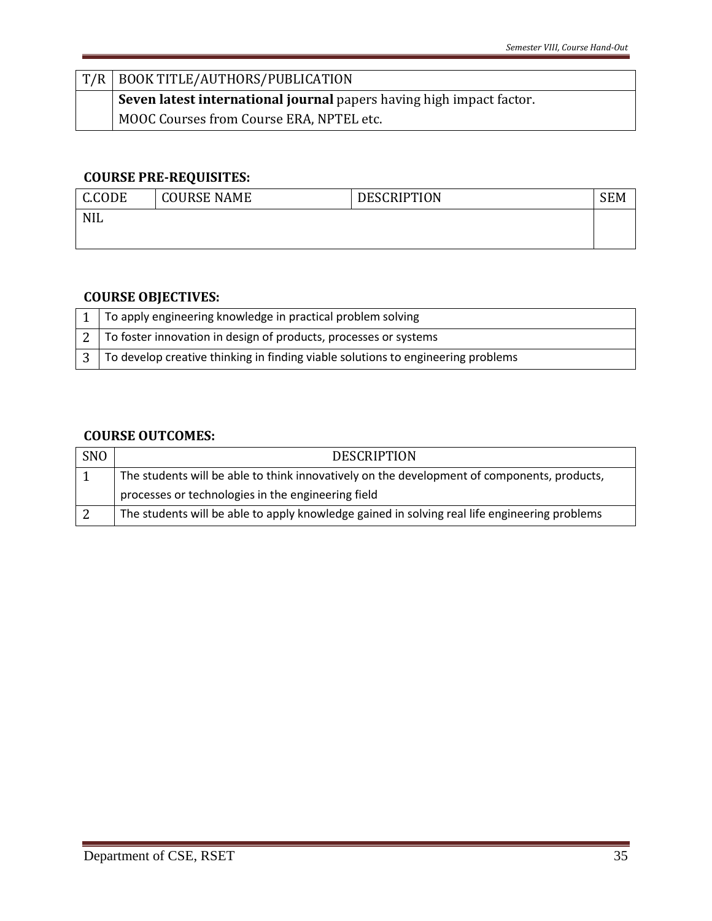| T/R | BOOK TITLE/AUTHORS/PUBLICATION |
|---|---|
| | **Seven latest international journal** papers having high impact factor.<br>MOOC Courses from Course ERA, NPTEL etc. |

**COURSE PRE-REQUISITES:**

| C.CODE | COURSE NAME | DESCRIPTION | SEM |
|---|---|---|---|
| NIL | | | |

**COURSE OBJECTIVES:**

| | |
|---|---|
| 1 | To apply engineering knowledge in practical problem solving |
| 2 | To foster innovation in design of products, processes or systems |
| 3 | To develop creative thinking in finding viable solutions to engineering problems |

**COURSE OUTCOMES:**

| SNO | DESCRIPTION |
|---|---|
| 1 | The students will be able to think innovatively on the development of components, products, processes or technologies in the engineering field |
| 2 | The students will be able to apply knowledge gained in solving real life engineering problems |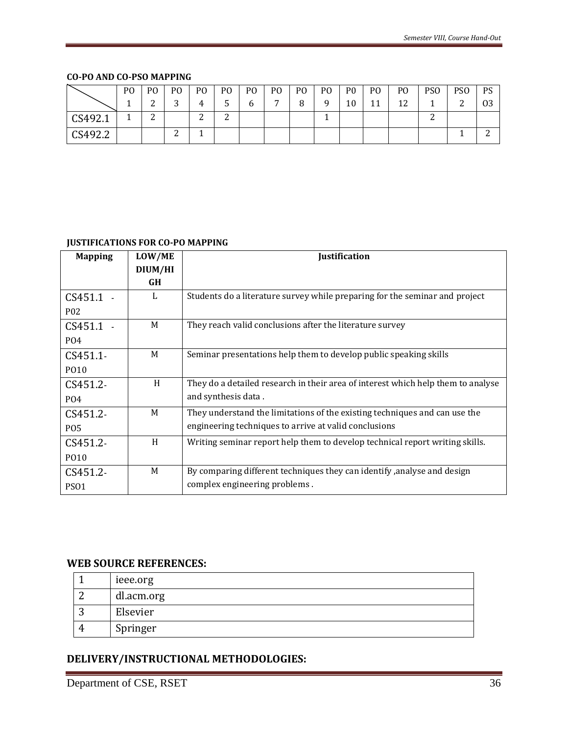**CO-PO AND CO-PSO MAPPING**

| | PO 1 | PO 2 | PO 3 | PO 4 | PO 5 | PO 6 | PO 7 | PO 8 | PO 9 | P0 10 | PO 11 | PO 12 | PSO 1 | PSO 2 | PS O3 |
|---|---|---|---|---|---|---|---|---|---|---|---|---|---|---|---|
| CS492.1 | 1 | 2 | | 2 | 2 | | | | 1 | | | | 2 | | |
| CS492.2 | | | 2 | 1 | | | | | | | | | | 1 | 2 |

**JUSTIFICATIONS FOR CO-PO MAPPING**

| Mapping | LOW/MEDIUM/HIGH | Justification |
|---|---|---|
| CS451.1 - P02 | L | Students do a literature survey while preparing for the seminar and project |
| CS451.1 - PO4 | M | They reach valid conclusions after the literature survey |
| CS451.1-PO10 | M | Seminar presentations help them to develop public speaking skills |
| CS451.2-PO4 | H | They do a detailed research in their area of interest which help them to analyse and synthesis data . |
| CS451.2-PO5 | M | They understand the limitations of the existing techniques and can use the engineering techniques to arrive at valid conclusions |
| CS451.2-PO10 | H | Writing seminar report help them to develop technical report writing skills. |
| CS451.2-PSO1 | M | By comparing different techniques they can identify ,analyse and design complex engineering problems . |

## WEB SOURCE REFERENCES:

| | |
|---|---|
| 1 | ieee.org |
| 2 | dl.acm.org |
| 3 | Elsevier |
| 4 | Springer |

## DELIVERY/INSTRUCTIONAL METHODOLOGIES: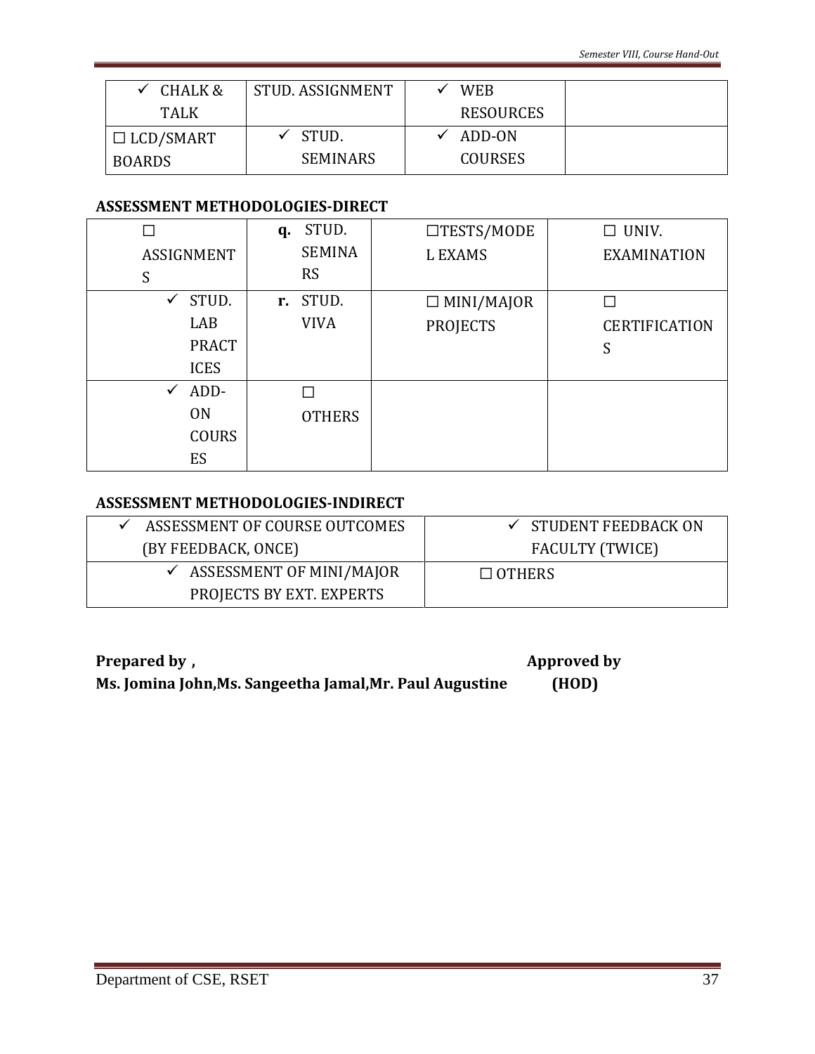| | | | |
|---|---|---|---|
| ✓ CHALK & TALK | STUD. ASSIGNMENT | ✓ WEB RESOURCES | |
| ☐ LCD/SMART BOARDS | ✓ STUD. SEMINARS | ✓ ADD-ON COURSES | |

**ASSESSMENT METHODOLOGIES-DIRECT**

| | | | |
|---|---|---|---|
| ☐ ASSIGNMENTS | q. STUD. SEMINARS | ☐TESTS/MODEL EXAMS | ☐ UNIV. EXAMINATION |
| ✓ STUD. LAB PRACTICES | r. STUD. VIVA | ☐ MINI/MAJOR PROJECTS | ☐ CERTIFICATIONS |
| ✓ ADD-ON COURSES | ☐ OTHERS | | |

**ASSESSMENT METHODOLOGIES-INDIRECT**

| | |
|---|---|
| ✓ ASSESSMENT OF COURSE OUTCOMES (BY FEEDBACK, ONCE) | ✓ STUDENT FEEDBACK ON FACULTY (TWICE) |
| ✓ ASSESSMENT OF MINI/MAJOR PROJECTS BY EXT. EXPERTS | ☐ OTHERS |

**Prepared by ,** **Approved by**

**Ms. Jomina John,Ms. Sangeetha Jamal,Mr. Paul Augustine** **(HOD)**